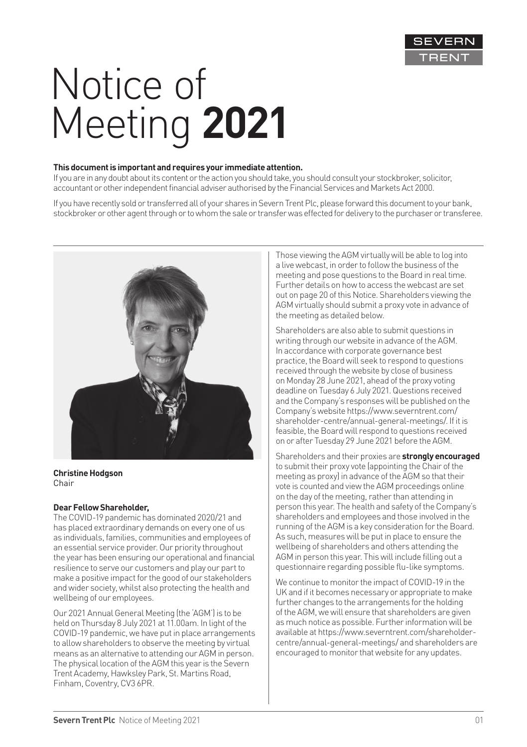# Notice of Meeting **2021**

**This document is important and requires your immediate attention.**
If you are in any doubt about its content or the action you should take, you should consult your stockbroker, solicitor, accountant or other independent financial adviser authorised by the Financial Services and Markets Act 2000.

If you have recently sold or transferred all of your shares in Severn Trent Plc, please forward this document to your bank, stockbroker or other agent through or to whom the sale or transfer was effected for delivery to the purchaser or transferee.

**Christine Hodgson**
Chair

**Dear Fellow Shareholder,**

The COVID-19 pandemic has dominated 2020/21 and has placed extraordinary demands on every one of us as individuals, families, communities and employees of an essential service provider. Our priority throughout the year has been ensuring our operational and financial resilience to serve our customers and play our part to make a positive impact for the good of our stakeholders and wider society, whilst also protecting the health and wellbeing of our employees.

Our 2021 Annual General Meeting (the 'AGM') is to be held on Thursday 8 July 2021 at 11.00am. In light of the COVID-19 pandemic, we have put in place arrangements to allow shareholders to observe the meeting by virtual means as an alternative to attending our AGM in person. The physical location of the AGM this year is the Severn Trent Academy, Hawksley Park, St. Martins Road, Finham, Coventry, CV3 6PR.

Those viewing the AGM virtually will be able to log into a live webcast, in order to follow the business of the meeting and pose questions to the Board in real time. Further details on how to access the webcast are set out on page 20 of this Notice. Shareholders viewing the AGM virtually should submit a proxy vote in advance of the meeting as detailed below.

Shareholders are also able to submit questions in writing through our website in advance of the AGM. In accordance with corporate governance best practice, the Board will seek to respond to questions received through the website by close of business on Monday 28 June 2021, ahead of the proxy voting deadline on Tuesday 6 July 2021. Questions received and the Company's responses will be published on the Company's website https://www.severntrent.com/shareholder-centre/annual-general-meetings/. If it is feasible, the Board will respond to questions received on or after Tuesday 29 June 2021 before the AGM.

Shareholders and their proxies are **strongly encouraged** to submit their proxy vote (appointing the Chair of the meeting as proxy) in advance of the AGM so that their vote is counted and view the AGM proceedings online on the day of the meeting, rather than attending in person this year. The health and safety of the Company's shareholders and employees and those involved in the running of the AGM is a key consideration for the Board. As such, measures will be put in place to ensure the wellbeing of shareholders and others attending the AGM in person this year. This will include filling out a questionnaire regarding possible flu-like symptoms.

We continue to monitor the impact of COVID-19 in the UK and if it becomes necessary or appropriate to make further changes to the arrangements for the holding of the AGM, we will ensure that shareholders are given as much notice as possible. Further information will be available at https://www.severntrent.com/shareholder-centre/annual-general-meetings/ and shareholders are encouraged to monitor that website for any updates.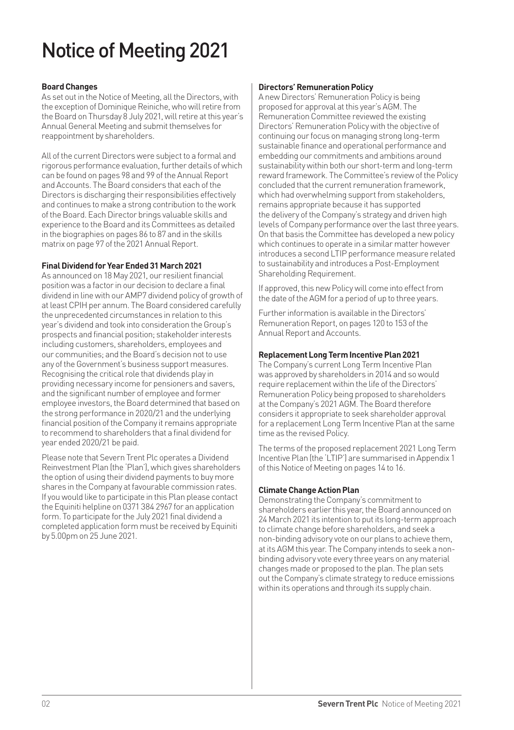# Notice of Meeting 2021

**Board Changes**

As set out in the Notice of Meeting, all the Directors, with the exception of Dominique Reiniche, who will retire from the Board on Thursday 8 July 2021, will retire at this year's Annual General Meeting and submit themselves for reappointment by shareholders.

All of the current Directors were subject to a formal and rigorous performance evaluation, further details of which can be found on pages 98 and 99 of the Annual Report and Accounts. The Board considers that each of the Directors is discharging their responsibilities effectively and continues to make a strong contribution to the work of the Board. Each Director brings valuable skills and experience to the Board and its Committees as detailed in the biographies on pages 86 to 87 and in the skills matrix on page 97 of the 2021 Annual Report.

**Final Dividend for Year Ended 31 March 2021**

As announced on 18 May 2021, our resilient financial position was a factor in our decision to declare a final dividend in line with our AMP7 dividend policy of growth of at least CPIH per annum. The Board considered carefully the unprecedented circumstances in relation to this year's dividend and took into consideration the Group's prospects and financial position; stakeholder interests including customers, shareholders, employees and our communities; and the Board's decision not to use any of the Government's business support measures. Recognising the critical role that dividends play in providing necessary income for pensioners and savers, and the significant number of employee and former employee investors, the Board determined that based on the strong performance in 2020/21 and the underlying financial position of the Company it remains appropriate to recommend to shareholders that a final dividend for year ended 2020/21 be paid.

Please note that Severn Trent Plc operates a Dividend Reinvestment Plan (the 'Plan'), which gives shareholders the option of using their dividend payments to buy more shares in the Company at favourable commission rates. If you would like to participate in this Plan please contact the Equiniti helpline on 0371 384 2967 for an application form. To participate for the July 2021 final dividend a completed application form must be received by Equiniti by 5.00pm on 25 June 2021.

**Directors' Remuneration Policy**

A new Directors' Remuneration Policy is being proposed for approval at this year's AGM. The Remuneration Committee reviewed the existing Directors' Remuneration Policy with the objective of continuing our focus on managing strong long-term sustainable finance and operational performance and embedding our commitments and ambitions around sustainability within both our short-term and long-term reward framework. The Committee's review of the Policy concluded that the current remuneration framework, which had overwhelming support from stakeholders, remains appropriate because it has supported the delivery of the Company's strategy and driven high levels of Company performance over the last three years. On that basis the Committee has developed a new policy which continues to operate in a similar matter however introduces a second LTIP performance measure related to sustainability and introduces a Post-Employment Shareholding Requirement.

If approved, this new Policy will come into effect from the date of the AGM for a period of up to three years.

Further information is available in the Directors' Remuneration Report, on pages 120 to 153 of the Annual Report and Accounts.

**Replacement Long Term Incentive Plan 2021**

The Company's current Long Term Incentive Plan was approved by shareholders in 2014 and so would require replacement within the life of the Directors' Remuneration Policy being proposed to shareholders at the Company's 2021 AGM. The Board therefore considers it appropriate to seek shareholder approval for a replacement Long Term Incentive Plan at the same time as the revised Policy.

The terms of the proposed replacement 2021 Long Term Incentive Plan (the 'LTIP') are summarised in Appendix 1 of this Notice of Meeting on pages 14 to 16.

**Climate Change Action Plan**

Demonstrating the Company's commitment to shareholders earlier this year, the Board announced on 24 March 2021 its intention to put its long-term approach to climate change before shareholders, and seek a non-binding advisory vote on our plans to achieve them, at its AGM this year. The Company intends to seek a non-binding advisory vote every three years on any material changes made or proposed to the plan. The plan sets out the Company's climate strategy to reduce emissions within its operations and through its supply chain.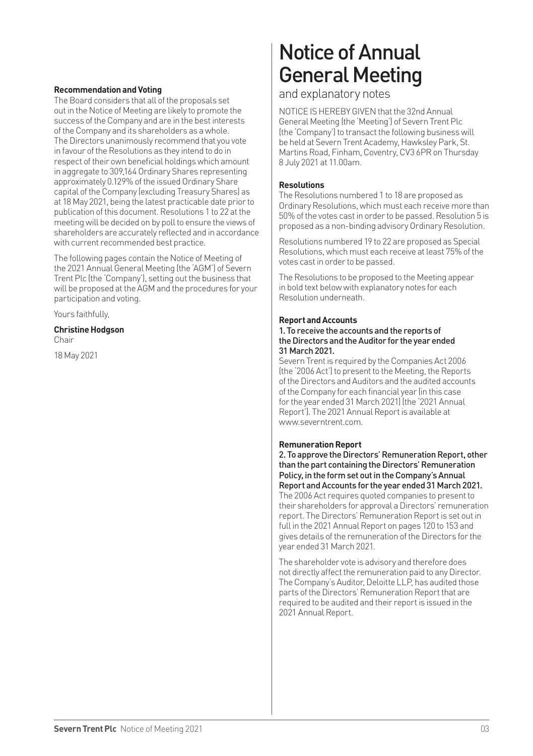### Recommendation and Voting

The Board considers that all of the proposals set out in the Notice of Meeting are likely to promote the success of the Company and are in the best interests of the Company and its shareholders as a whole. The Directors unanimously recommend that you vote in favour of the Resolutions as they intend to do in respect of their own beneficial holdings which amount in aggregate to 309,164 Ordinary Shares representing approximately 0.129% of the issued Ordinary Share capital of the Company (excluding Treasury Shares) as at 18 May 2021, being the latest practicable date prior to publication of this document. Resolutions 1 to 22 at the meeting will be decided on by poll to ensure the views of shareholders are accurately reflected and in accordance with current recommended best practice.

The following pages contain the Notice of Meeting of the 2021 Annual General Meeting (the 'AGM') of Severn Trent Plc (the 'Company'), setting out the business that will be proposed at the AGM and the procedures for your participation and voting.

Yours faithfully,

**Christine Hodgson**
Chair

18 May 2021

# Notice of Annual General Meeting

## and explanatory notes

NOTICE IS HEREBY GIVEN that the 32nd Annual General Meeting (the 'Meeting') of Severn Trent Plc (the 'Company') to transact the following business will be held at Severn Trent Academy, Hawksley Park, St. Martins Road, Finham, Coventry, CV3 6PR on Thursday 8 July 2021 at 11.00am.

### Resolutions

The Resolutions numbered 1 to 18 are proposed as Ordinary Resolutions, which must each receive more than 50% of the votes cast in order to be passed. Resolution 5 is proposed as a non-binding advisory Ordinary Resolution.

Resolutions numbered 19 to 22 are proposed as Special Resolutions, which must each receive at least 75% of the votes cast in order to be passed.

The Resolutions to be proposed to the Meeting appear in bold text below with explanatory notes for each Resolution underneath.

### Report and Accounts

**1. To receive the accounts and the reports of the Directors and the Auditor for the year ended 31 March 2021.**

Severn Trent is required by the Companies Act 2006 (the '2006 Act') to present to the Meeting, the Reports of the Directors and Auditors and the audited accounts of the Company for each financial year (in this case for the year ended 31 March 2021) (the '2021 Annual Report'). The 2021 Annual Report is available at www.severntrent.com.

### Remuneration Report

**2. To approve the Directors' Remuneration Report, other than the part containing the Directors' Remuneration Policy, in the form set out in the Company's Annual Report and Accounts for the year ended 31 March 2021.**

The 2006 Act requires quoted companies to present to their shareholders for approval a Directors' remuneration report. The Directors' Remuneration Report is set out in full in the 2021 Annual Report on pages 120 to 153 and gives details of the remuneration of the Directors for the year ended 31 March 2021.

The shareholder vote is advisory and therefore does not directly affect the remuneration paid to any Director. The Company's Auditor, Deloitte LLP, has audited those parts of the Directors' Remuneration Report that are required to be audited and their report is issued in the 2021 Annual Report.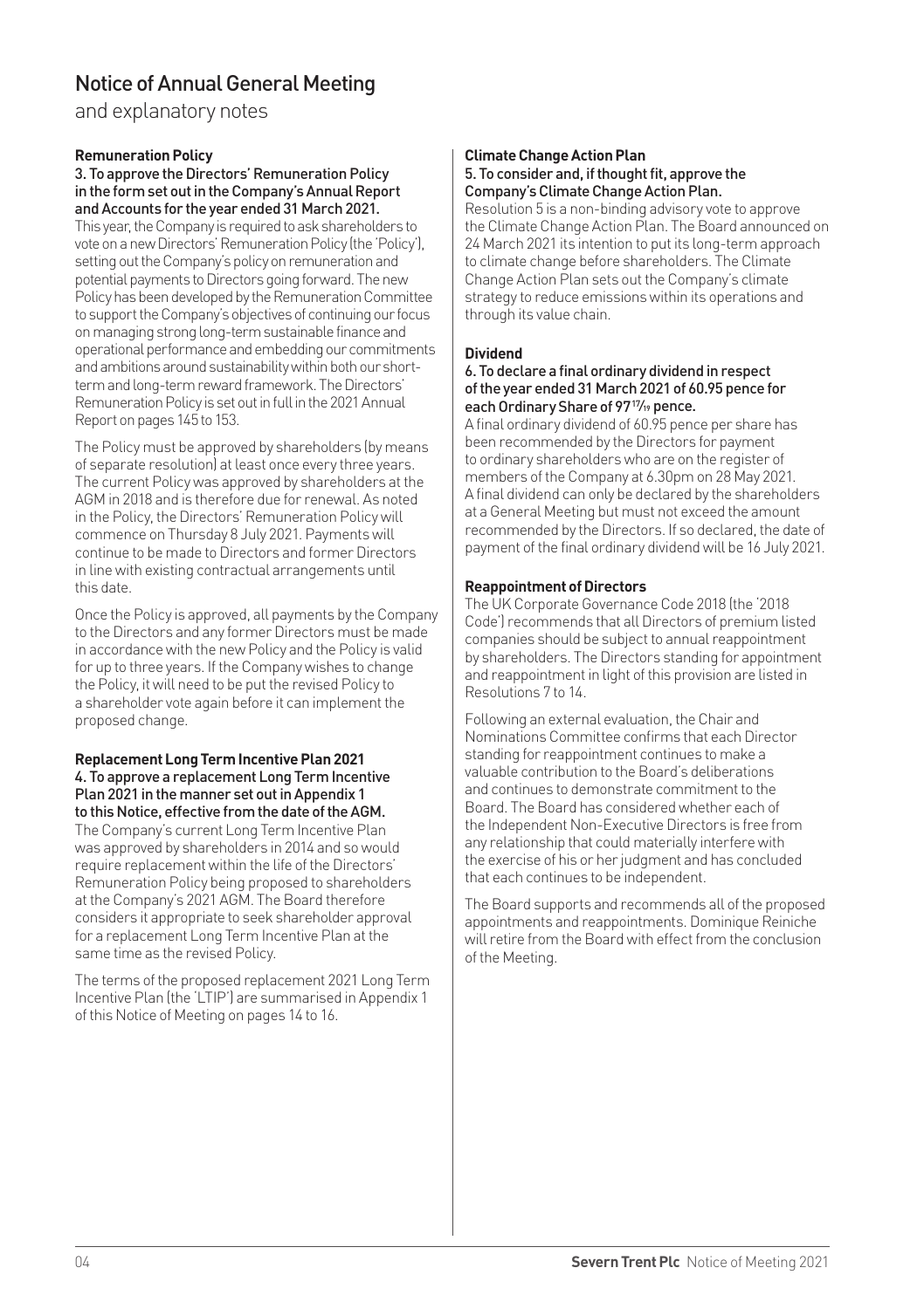# Notice of Annual General Meeting

and explanatory notes

### Remuneration Policy

**3. To approve the Directors' Remuneration Policy in the form set out in the Company's Annual Report and Accounts for the year ended 31 March 2021.**

This year, the Company is required to ask shareholders to vote on a new Directors' Remuneration Policy (the 'Policy'), setting out the Company's policy on remuneration and potential payments to Directors going forward. The new Policy has been developed by the Remuneration Committee to support the Company's objectives of continuing our focus on managing strong long-term sustainable finance and operational performance and embedding our commitments and ambitions around sustainability within both our short-term and long-term reward framework. The Directors' Remuneration Policy is set out in full in the 2021 Annual Report on pages 145 to 153.

The Policy must be approved by shareholders (by means of separate resolution) at least once every three years. The current Policy was approved by shareholders at the AGM in 2018 and is therefore due for renewal. As noted in the Policy, the Directors' Remuneration Policy will commence on Thursday 8 July 2021. Payments will continue to be made to Directors and former Directors in line with existing contractual arrangements until this date.

Once the Policy is approved, all payments by the Company to the Directors and any former Directors must be made in accordance with the new Policy and the Policy is valid for up to three years. If the Company wishes to change the Policy, it will need to be put the revised Policy to a shareholder vote again before it can implement the proposed change.

### Replacement Long Term Incentive Plan 2021

**4. To approve a replacement Long Term Incentive Plan 2021 in the manner set out in Appendix 1 to this Notice, effective from the date of the AGM.**

The Company's current Long Term Incentive Plan was approved by shareholders in 2014 and so would require replacement within the life of the Directors' Remuneration Policy being proposed to shareholders at the Company's 2021 AGM. The Board therefore considers it appropriate to seek shareholder approval for a replacement Long Term Incentive Plan at the same time as the revised Policy.

The terms of the proposed replacement 2021 Long Term Incentive Plan (the 'LTIP') are summarised in Appendix 1 of this Notice of Meeting on pages 14 to 16.

### Climate Change Action Plan

**5. To consider and, if thought fit, approve the Company's Climate Change Action Plan.**

Resolution 5 is a non-binding advisory vote to approve the Climate Change Action Plan. The Board announced on 24 March 2021 its intention to put its long-term approach to climate change before shareholders. The Climate Change Action Plan sets out the Company's climate strategy to reduce emissions within its operations and through its value chain.

### Dividend

**6. To declare a final ordinary dividend in respect of the year ended 31 March 2021 of 60.95 pence for each Ordinary Share of 97 $^{17}/_{19}$ pence.**

A final ordinary dividend of 60.95 pence per share has been recommended by the Directors for payment to ordinary shareholders who are on the register of members of the Company at 6.30pm on 28 May 2021. A final dividend can only be declared by the shareholders at a General Meeting but must not exceed the amount recommended by the Directors. If so declared, the date of payment of the final ordinary dividend will be 16 July 2021.

### Reappointment of Directors

The UK Corporate Governance Code 2018 (the '2018 Code') recommends that all Directors of premium listed companies should be subject to annual reappointment by shareholders. The Directors standing for appointment and reappointment in light of this provision are listed in Resolutions 7 to 14.

Following an external evaluation, the Chair and Nominations Committee confirms that each Director standing for reappointment continues to make a valuable contribution to the Board's deliberations and continues to demonstrate commitment to the Board. The Board has considered whether each of the Independent Non-Executive Directors is free from any relationship that could materially interfere with the exercise of his or her judgment and has concluded that each continues to be independent.

The Board supports and recommends all of the proposed appointments and reappointments. Dominique Reiniche will retire from the Board with effect from the conclusion of the Meeting.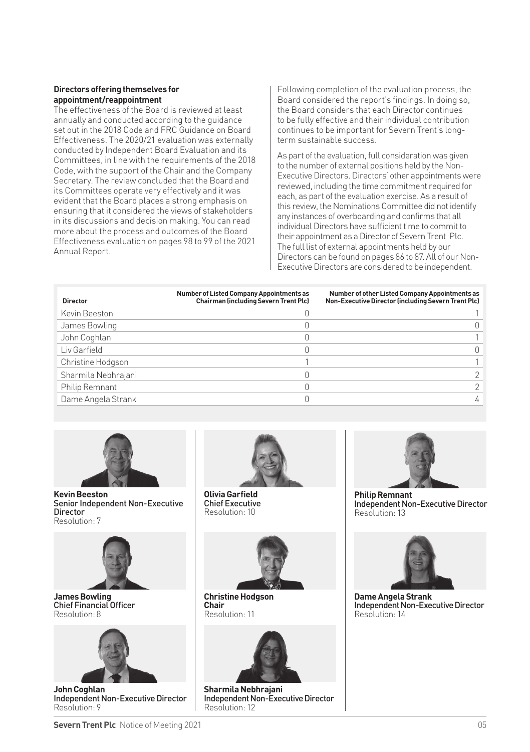**Directors offering themselves for appointment/reappointment**

The effectiveness of the Board is reviewed at least annually and conducted according to the guidance set out in the 2018 Code and FRC Guidance on Board Effectiveness. The 2020/21 evaluation was externally conducted by Independent Board Evaluation and its Committees, in line with the requirements of the 2018 Code, with the support of the Chair and the Company Secretary. The review concluded that the Board and its Committees operate very effectively and it was evident that the Board places a strong emphasis on ensuring that it considered the views of stakeholders in its discussions and decision making. You can read more about the process and outcomes of the Board Effectiveness evaluation on pages 98 to 99 of the 2021 Annual Report.

Following completion of the evaluation process, the Board considered the report's findings. In doing so, the Board considers that each Director continues to be fully effective and their individual contribution continues to be important for Severn Trent's long-term sustainable success.

As part of the evaluation, full consideration was given to the number of external positions held by the Non-Executive Directors. Directors' other appointments were reviewed, including the time commitment required for each, as part of the evaluation exercise. As a result of this review, the Nominations Committee did not identify any instances of overboarding and confirms that all individual Directors have sufficient time to commit to their appointment as a Director of Severn Trent Plc. The full list of external appointments held by our Directors can be found on pages 86 to 87. All of our Non-Executive Directors are considered to be independent.

| Director | Number of Listed Company Appointments as Chairman (including Severn Trent Plc) | Number of other Listed Company Appointments as Non-Executive Director (including Severn Trent Plc) |
|---|---|---|
| Kevin Beeston | 0 | 1 |
| James Bowling | 0 | 0 |
| John Coghlan | 0 | 1 |
| Liv Garfield | 0 | 0 |
| Christine Hodgson | 1 | 1 |
| Sharmila Nebhrajani | 0 | 2 |
| Philip Remnant | 0 | 2 |
| Dame Angela Strank | 0 | 4 |

**Kevin Beeston**
Senior Independent Non-Executive Director
Resolution: 7

**James Bowling**
Chief Financial Officer
Resolution: 8

**John Coghlan**
Independent Non-Executive Director
Resolution: 9

**Olivia Garfield**
Chief Executive
Resolution: 10

**Christine Hodgson**
Chair
Resolution: 11

**Sharmila Nebhrajani**
Independent Non-Executive Director
Resolution: 12

**Philip Remnant**
Independent Non-Executive Director
Resolution: 13

**Dame Angela Strank**
Independent Non-Executive Director
Resolution: 14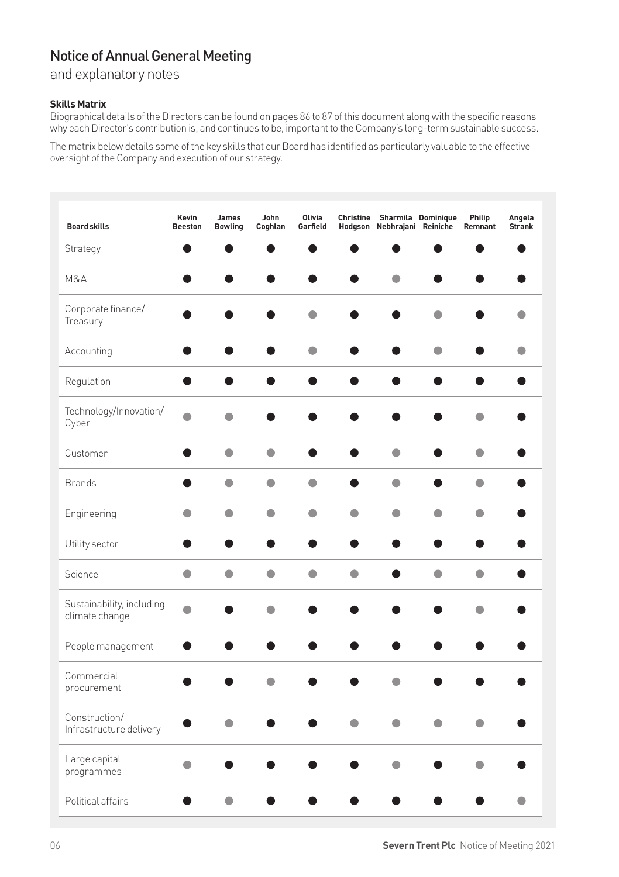# Notice of Annual General Meeting

and explanatory notes

**Skills Matrix**

Biographical details of the Directors can be found on pages 86 to 87 of this document along with the specific reasons why each Director's contribution is, and continues to be, important to the Company's long-term sustainable success.

The matrix below details some of the key skills that our Board has identified as particularly valuable to the effective oversight of the Company and execution of our strategy.

● = black dot; ○ = grey dot

| Board skills | Kevin Beeston | James Bowling | John Coghlan | Olivia Garfield | Christine Hodgson | Sharmila Nebhrajani | Dominique Reiniche | Philip Remnant | Angela Strank |
|---|---|---|---|---|---|---|---|---|---|
| Strategy | ● | ● | ● | ● | ● | ● | ● | ● | ● |
| M&A | ● | ● | ● | ● | ● | ○ | ● | ● | ● |
| Corporate finance/ Treasury | ● | ● | ● | ○ | ● | ● | ○ | ● | ○ |
| Accounting | ● | ● | ● | ○ | ● | ● | ○ | ● | ○ |
| Regulation | ● | ● | ● | ● | ● | ● | ● | ● | ● |
| Technology/Innovation/ Cyber | ○ | ○ | ● | ● | ● | ● | ● | ○ | ● |
| Customer | ● | ○ | ○ | ● | ● | ○ | ● | ○ | ● |
| Brands | ● | ○ | ○ | ○ | ● | ○ | ● | ○ | ● |
| Engineering | ○ | ○ | ○ | ○ | ○ | ○ | ○ | ○ | ● |
| Utility sector | ● | ● | ● | ● | ● | ● | ● | ● | ● |
| Science | ○ | ○ | ○ | ○ | ○ | ● | ○ | ○ | ● |
| Sustainability, including climate change | ○ | ● | ○ | ● | ● | ● | ● | ○ | ● |
| People management | ● | ● | ● | ● | ● | ● | ● | ● | ● |
| Commercial procurement | ● | ● | ○ | ● | ● | ○ | ● | ● | ● |
| Construction/ Infrastructure delivery | ● | ○ | ● | ● | ○ | ○ | ○ | ○ | ● |
| Large capital programmes | ○ | ● | ● | ● | ● | ○ | ● | ○ | ● |
| Political affairs | ● | ○ | ● | ● | ● | ● | ● | ● | ○ |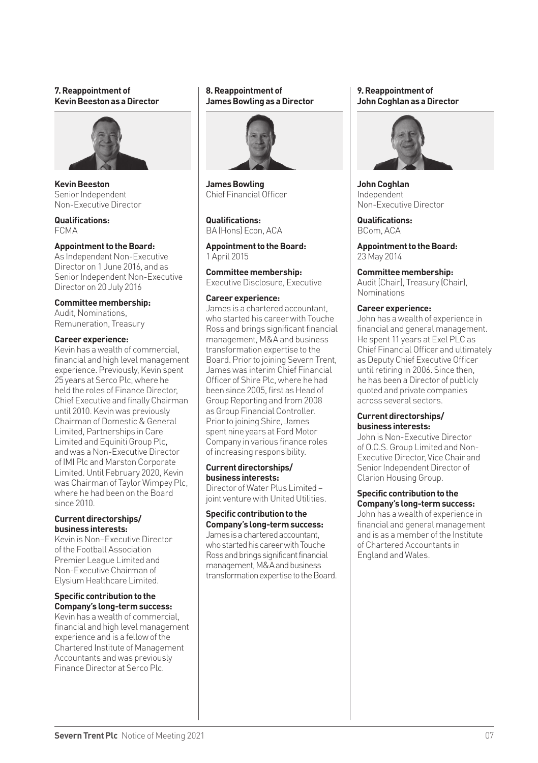## 7. Reappointment of Kevin Beeston as a Director

**Kevin Beeston**
Senior Independent Non-Executive Director

**Qualifications:**
FCMA

**Appointment to the Board:**
As Independent Non-Executive Director on 1 June 2016, and as Senior Independent Non-Executive Director on 20 July 2016

**Committee membership:**
Audit, Nominations, Remuneration, Treasury

**Career experience:**
Kevin has a wealth of commercial, financial and high level management experience. Previously, Kevin spent 25 years at Serco Plc, where he held the roles of Finance Director, Chief Executive and finally Chairman until 2010. Kevin was previously Chairman of Domestic & General Limited, Partnerships in Care Limited and Equiniti Group Plc, and was a Non-Executive Director of IMI Plc and Marston Corporate Limited. Until February 2020, Kevin was Chairman of Taylor Wimpey Plc, where he had been on the Board since 2010.

**Current directorships/ business interests:**
Kevin is Non–Executive Director of the Football Association Premier League Limited and Non-Executive Chairman of Elysium Healthcare Limited.

**Specific contribution to the Company's long-term success:**
Kevin has a wealth of commercial, financial and high level management experience and is a fellow of the Chartered Institute of Management Accountants and was previously Finance Director at Serco Plc.

## 8. Reappointment of James Bowling as a Director

**James Bowling**
Chief Financial Officer

**Qualifications:**
BA (Hons) Econ, ACA

**Appointment to the Board:**
1 April 2015

**Committee membership:**
Executive Disclosure, Executive

**Career experience:**
James is a chartered accountant, who started his career with Touche Ross and brings significant financial management, M&A and business transformation expertise to the Board. Prior to joining Severn Trent, James was interim Chief Financial Officer of Shire Plc, where he had been since 2005, first as Head of Group Reporting and from 2008 as Group Financial Controller. Prior to joining Shire, James spent nine years at Ford Motor Company in various finance roles of increasing responsibility.

**Current directorships/ business interests:**
Director of Water Plus Limited – joint venture with United Utilities.

**Specific contribution to the Company's long-term success:**
James is a chartered accountant, who started his career with Touche Ross and brings significant financial management, M&A and business transformation expertise to the Board.

## 9. Reappointment of John Coghlan as a Director

**John Coghlan**
Independent Non-Executive Director

**Qualifications:**
BCom, ACA

**Appointment to the Board:**
23 May 2014

**Committee membership:**
Audit (Chair), Treasury (Chair), Nominations

**Career experience:**
John has a wealth of experience in financial and general management. He spent 11 years at Exel PLC as Chief Financial Officer and ultimately as Deputy Chief Executive Officer until retiring in 2006. Since then, he has been a Director of publicly quoted and private companies across several sectors.

**Current directorships/ business interests:**
John is Non-Executive Director of O.C.S. Group Limited and Non-Executive Director, Vice Chair and Senior Independent Director of Clarion Housing Group.

**Specific contribution to the Company's long-term success:**
John has a wealth of experience in financial and general management and is as a member of the Institute of Chartered Accountants in England and Wales.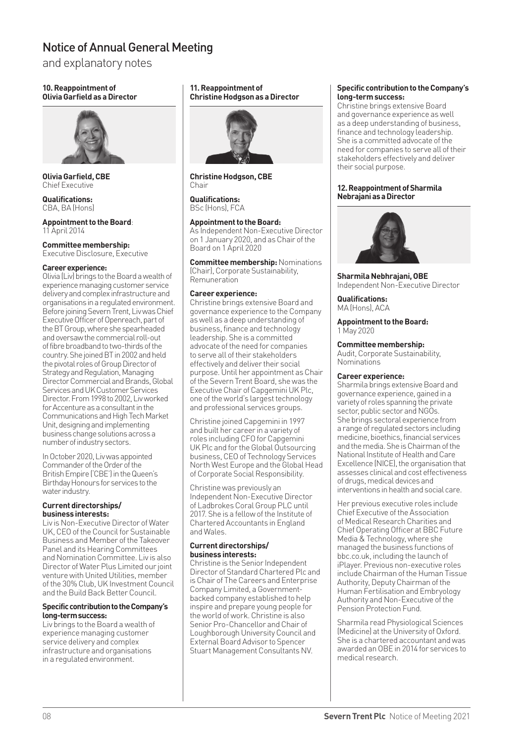# Notice of Annual General Meeting

and explanatory notes

### 10. Reappointment of Olivia Garfield as a Director

**Olivia Garfield, CBE**
Chief Executive

**Qualifications:**
CBA, BA (Hons)

**Appointment to the Board**:
11 April 2014

**Committee membership:**
Executive Disclosure, Executive

**Career experience:**
Olivia (Liv) brings to the Board a wealth of experience managing customer service delivery and complex infrastructure and organisations in a regulated environment. Before joining Severn Trent, Liv was Chief Executive Officer of Openreach, part of the BT Group, where she spearheaded and oversaw the commercial roll-out of fibre broadband to two-thirds of the country. She joined BT in 2002 and held the pivotal roles of Group Director of Strategy and Regulation, Managing Director Commercial and Brands, Global Services and UK Customer Services Director. From 1998 to 2002, Liv worked for Accenture as a consultant in the Communications and High Tech Market Unit, designing and implementing business change solutions across a number of industry sectors.

In October 2020, Liv was appointed Commander of the Order of the British Empire ('CBE') in the Queen's Birthday Honours for services to the water industry.

**Current directorships/ business interests:**
Liv is Non-Executive Director of Water UK, CEO of the Council for Sustainable Business and Member of the Takeover Panel and its Hearing Committees and Nomination Committee. Liv is also Director of Water Plus Limited our joint venture with United Utilities, member of the 30% Club, UK Investment Council and the Build Back Better Council.

**Specific contribution to the Company's long-term success:**
Liv brings to the Board a wealth of experience managing customer service delivery and complex infrastructure and organisations in a regulated environment.

### 11. Reappointment of Christine Hodgson as a Director

**Christine Hodgson, CBE**
Chair

**Qualifications:**
BSc (Hons), FCA

**Appointment to the Board:**
As Independent Non-Executive Director on 1 January 2020, and as Chair of the Board on 1 April 2020

**Committee membership:** Nominations (Chair), Corporate Sustainability, Remuneration

**Career experience:**
Christine brings extensive Board and governance experience to the Company as well as a deep understanding of business, finance and technology leadership. She is a committed advocate of the need for companies to serve all of their stakeholders effectively and deliver their social purpose. Until her appointment as Chair of the Severn Trent Board, she was the Executive Chair of Capgemini UK Plc, one of the world's largest technology and professional services groups.

Christine joined Capgemini in 1997 and built her career in a variety of roles including CFO for Capgemini UK Plc and for the Global Outsourcing business, CEO of Technology Services North West Europe and the Global Head of Corporate Social Responsibility.

Christine was previously an Independent Non-Executive Director of Ladbrokes Coral Group PLC until 2017. She is a fellow of the Institute of Chartered Accountants in England and Wales.

**Current directorships/ business interests:**
Christine is the Senior Independent Director of Standard Chartered Plc and is Chair of The Careers and Enterprise Company Limited, a Government-backed company established to help inspire and prepare young people for the world of work. Christine is also Senior Pro-Chancellor and Chair of Loughborough University Council and External Board Advisor to Spencer Stuart Management Consultants NV.

**Specific contribution to the Company's long-term success:**
Christine brings extensive Board and governance experience as well as a deep understanding of business, finance and technology leadership. She is a committed advocate of the need for companies to serve all of their stakeholders effectively and deliver their social purpose.

### 12. Reappointment of Sharmila Nebrajani as a Director

**Sharmila Nebhrajani, OBE**
Independent Non-Executive Director

**Qualifications:**
MA (Hons), ACA

**Appointment to the Board:**
1 May 2020

**Committee membership:**
Audit, Corporate Sustainability, Nominations

**Career experience:**
Sharmila brings extensive Board and governance experience, gained in a variety of roles spanning the private sector, public sector and NGOs. She brings sectoral experience from a range of regulated sectors including medicine, bioethics, financial services and the media. She is Chairman of the National Institute of Health and Care Excellence (NICE), the organisation that assesses clinical and cost effectiveness of drugs, medical devices and interventions in health and social care.

Her previous executive roles include Chief Executive of the Association of Medical Research Charities and Chief Operating Officer at BBC Future Media & Technology, where she managed the business functions of bbc.co.uk, including the launch of iPlayer. Previous non-executive roles include Chairman of the Human Tissue Authority, Deputy Chairman of the Human Fertilisation and Embryology Authority and Non-Executive of the Pension Protection Fund.

Sharmila read Physiological Sciences (Medicine) at the University of Oxford. She is a chartered accountant and was awarded an OBE in 2014 for services to medical research.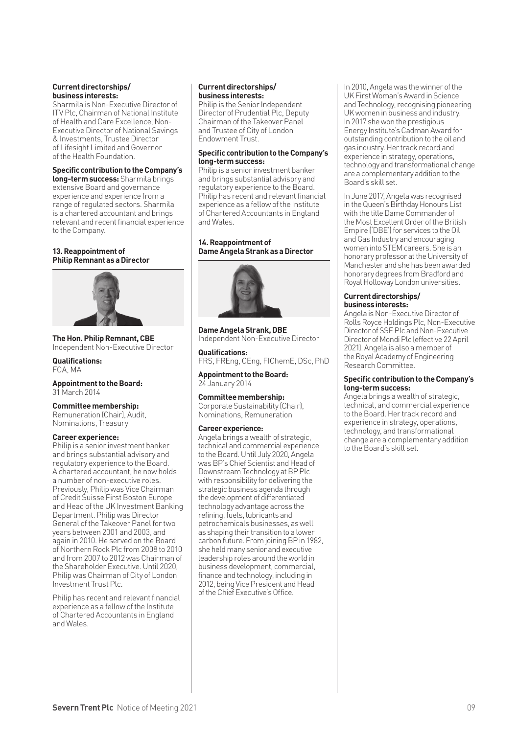**Current directorships/ business interests:**
Sharmila is Non-Executive Director of ITV Plc, Chairman of National Institute of Health and Care Excellence, Non-Executive Director of National Savings & Investments, Trustee Director of Lifesight Limited and Governor of the Health Foundation.

**Specific contribution to the Company's long-term success:** Sharmila brings extensive Board and governance experience and experience from a range of regulated sectors. Sharmila is a chartered accountant and brings relevant and recent financial experience to the Company.

### 13. Reappointment of Philip Remnant as a Director

**The Hon. Philip Remnant, CBE**
Independent Non-Executive Director

**Qualifications:**
FCA, MA

**Appointment to the Board:**
31 March 2014

**Committee membership:**
Remuneration (Chair), Audit, Nominations, Treasury

**Career experience:**
Philip is a senior investment banker and brings substantial advisory and regulatory experience to the Board. A chartered accountant, he now holds a number of non-executive roles. Previously, Philip was Vice Chairman of Credit Suisse First Boston Europe and Head of the UK Investment Banking Department. Philip was Director General of the Takeover Panel for two years between 2001 and 2003, and again in 2010. He served on the Board of Northern Rock Plc from 2008 to 2010 and from 2007 to 2012 was Chairman of the Shareholder Executive. Until 2020, Philip was Chairman of City of London Investment Trust Plc.

Philip has recent and relevant financial experience as a fellow of the Institute of Chartered Accountants in England and Wales.

**Current directorships/ business interests:**
Philip is the Senior Independent Director of Prudential Plc, Deputy Chairman of the Takeover Panel and Trustee of City of London Endowment Trust.

**Specific contribution to the Company's long-term success:**
Philip is a senior investment banker and brings substantial advisory and regulatory experience to the Board. Philip has recent and relevant financial experience as a fellow of the Institute of Chartered Accountants in England and Wales.

### 14. Reappointment of Dame Angela Strank as a Director

**Dame Angela Strank, DBE**
Independent Non-Executive Director

**Qualifications:**
FRS, FREng, CEng, FIChemE, DSc, PhD

**Appointment to the Board:**
24 January 2014

**Committee membership:**
Corporate Sustainability (Chair), Nominations, Remuneration

**Career experience:**
Angela brings a wealth of strategic, technical and commercial experience to the Board. Until July 2020, Angela was BP's Chief Scientist and Head of Downstream Technology at BP Plc with responsibility for delivering the strategic business agenda through the development of differentiated technology advantage across the refining, fuels, lubricants and petrochemicals businesses, as well as shaping their transition to a lower carbon future. From joining BP in 1982, she held many senior and executive leadership roles around the world in business development, commercial, finance and technology, including in 2012, being Vice President and Head of the Chief Executive's Office.

In 2010, Angela was the winner of the UK First Woman's Award in Science and Technology, recognising pioneering UK women in business and industry. In 2017 she won the prestigious Energy Institute's Cadman Award for outstanding contribution to the oil and gas industry. Her track record and experience in strategy, operations, technology and transformational change are a complementary addition to the Board's skill set.

In June 2017, Angela was recognised in the Queen's Birthday Honours List with the title Dame Commander of the Most Excellent Order of the British Empire ('DBE') for services to the Oil and Gas Industry and encouraging women into STEM careers. She is an honorary professor at the University of Manchester and she has been awarded honorary degrees from Bradford and Royal Holloway London universities.

**Current directorships/ business interests:**
Angela is Non-Executive Director of Rolls Royce Holdings Plc, Non-Executive Director of SSE Plc and Non-Executive Director of Mondi Plc (effective 22 April 2021). Angela is also a member of the Royal Academy of Engineering Research Committee.

**Specific contribution to the Company's long-term success:**
Angela brings a wealth of strategic, technical, and commercial experience to the Board. Her track record and experience in strategy, operations, technology, and transformational change are a complementary addition to the Board's skill set.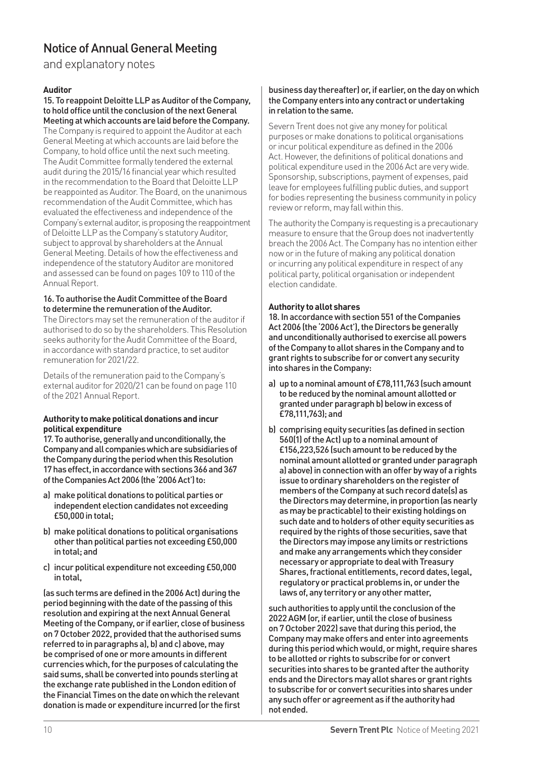# Notice of Annual General Meeting

and explanatory notes

### Auditor

**15. To reappoint Deloitte LLP as Auditor of the Company, to hold office until the conclusion of the next General Meeting at which accounts are laid before the Company.**

The Company is required to appoint the Auditor at each General Meeting at which accounts are laid before the Company, to hold office until the next such meeting. The Audit Committee formally tendered the external audit during the 2015/16 financial year which resulted in the recommendation to the Board that Deloitte LLP be reappointed as Auditor. The Board, on the unanimous recommendation of the Audit Committee, which has evaluated the effectiveness and independence of the Company's external auditor, is proposing the reappointment of Deloitte LLP as the Company's statutory Auditor, subject to approval by shareholders at the Annual General Meeting. Details of how the effectiveness and independence of the statutory Auditor are monitored and assessed can be found on pages 109 to 110 of the Annual Report.

**16. To authorise the Audit Committee of the Board to determine the remuneration of the Auditor.**

The Directors may set the remuneration of the auditor if authorised to do so by the shareholders. This Resolution seeks authority for the Audit Committee of the Board, in accordance with standard practice, to set auditor remuneration for 2021/22.

Details of the remuneration paid to the Company's external auditor for 2020/21 can be found on page 110 of the 2021 Annual Report.

### Authority to make political donations and incur political expenditure

**17. To authorise, generally and unconditionally, the Company and all companies which are subsidiaries of the Company during the period when this Resolution 17 has effect, in accordance with sections 366 and 367 of the Companies Act 2006 (the '2006 Act') to:**

**a) make political donations to political parties or independent election candidates not exceeding £50,000 in total;**

**b) make political donations to political organisations other than political parties not exceeding £50,000 in total; and**

**c) incur political expenditure not exceeding £50,000 in total,**

**(as such terms are defined in the 2006 Act) during the period beginning with the date of the passing of this resolution and expiring at the next Annual General Meeting of the Company, or if earlier, close of business on 7 October 2022, provided that the authorised sums referred to in paragraphs a), b) and c) above, may be comprised of one or more amounts in different currencies which, for the purposes of calculating the said sums, shall be converted into pounds sterling at the exchange rate published in the London edition of the Financial Times on the date on which the relevant donation is made or expenditure incurred (or the first business day thereafter) or, if earlier, on the day on which the Company enters into any contract or undertaking in relation to the same.**

Severn Trent does not give any money for political purposes or make donations to political organisations or incur political expenditure as defined in the 2006 Act. However, the definitions of political donations and political expenditure used in the 2006 Act are very wide. Sponsorship, subscriptions, payment of expenses, paid leave for employees fulfilling public duties, and support for bodies representing the business community in policy review or reform, may fall within this.

The authority the Company is requesting is a precautionary measure to ensure that the Group does not inadvertently breach the 2006 Act. The Company has no intention either now or in the future of making any political donation or incurring any political expenditure in respect of any political party, political organisation or independent election candidate.

### Authority to allot shares

**18. In accordance with section 551 of the Companies Act 2006 (the '2006 Act'), the Directors be generally and unconditionally authorised to exercise all powers of the Company to allot shares in the Company and to grant rights to subscribe for or convert any security into shares in the Company:**

**a) up to a nominal amount of £78,111,763 (such amount to be reduced by the nominal amount allotted or granted under paragraph b) below in excess of £78,111,763); and**

**b) comprising equity securities (as defined in section 560(1) of the Act) up to a nominal amount of £156,223,526 (such amount to be reduced by the nominal amount allotted or granted under paragraph a) above) in connection with an offer by way of a rights issue to ordinary shareholders on the register of members of the Company at such record date(s) as the Directors may determine, in proportion (as nearly as may be practicable) to their existing holdings on such date and to holders of other equity securities as required by the rights of those securities, save that the Directors may impose any limits or restrictions and make any arrangements which they consider necessary or appropriate to deal with Treasury Shares, fractional entitlements, record dates, legal, regulatory or practical problems in, or under the laws of, any territory or any other matter,**

**such authorities to apply until the conclusion of the 2022 AGM (or, if earlier, until the close of business on 7 October 2022) save that during this period, the Company may make offers and enter into agreements during this period which would, or might, require shares to be allotted or rights to subscribe for or convert securities into shares to be granted after the authority ends and the Directors may allot shares or grant rights to subscribe for or convert securities into shares under any such offer or agreement as if the authority had not ended.**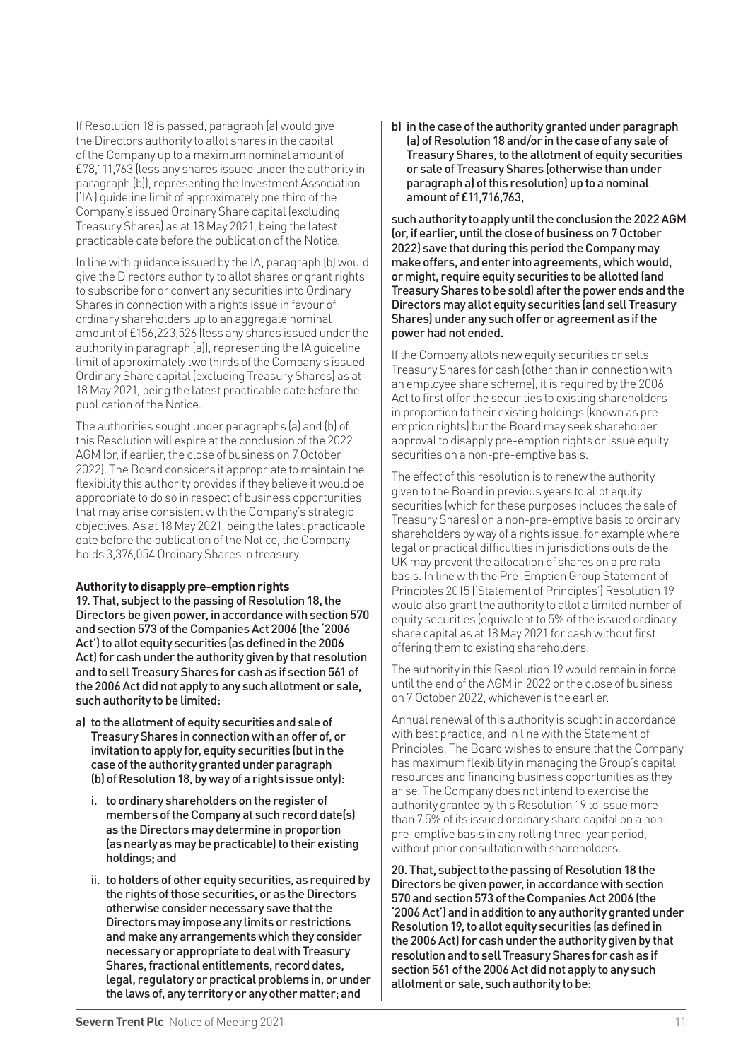If Resolution 18 is passed, paragraph (a) would give the Directors authority to allot shares in the capital of the Company up to a maximum nominal amount of £78,111,763 (less any shares issued under the authority in paragraph (b)), representing the Investment Association ('IA') guideline limit of approximately one third of the Company's issued Ordinary Share capital (excluding Treasury Shares) as at 18 May 2021, being the latest practicable date before the publication of the Notice.

In line with guidance issued by the IA, paragraph (b) would give the Directors authority to allot shares or grant rights to subscribe for or convert any securities into Ordinary Shares in connection with a rights issue in favour of ordinary shareholders up to an aggregate nominal amount of £156,223,526 (less any shares issued under the authority in paragraph (a)), representing the IA guideline limit of approximately two thirds of the Company's issued Ordinary Share capital (excluding Treasury Shares) as at 18 May 2021, being the latest practicable date before the publication of the Notice.

The authorities sought under paragraphs (a) and (b) of this Resolution will expire at the conclusion of the 2022 AGM (or, if earlier, the close of business on 7 October 2022). The Board considers it appropriate to maintain the flexibility this authority provides if they believe it would be appropriate to do so in respect of business opportunities that may arise consistent with the Company's strategic objectives. As at 18 May 2021, being the latest practicable date before the publication of the Notice, the Company holds 3,376,054 Ordinary Shares in treasury.

**Authority to disapply pre-emption rights**

**19. That, subject to the passing of Resolution 18, the Directors be given power, in accordance with section 570 and section 573 of the Companies Act 2006 (the '2006 Act') to allot equity securities (as defined in the 2006 Act) for cash under the authority given by that resolution and to sell Treasury Shares for cash as if section 561 of the 2006 Act did not apply to any such allotment or sale, such authority to be limited:**

**a) to the allotment of equity securities and sale of Treasury Shares in connection with an offer of, or invitation to apply for, equity securities (but in the case of the authority granted under paragraph (b) of Resolution 18, by way of a rights issue only):**

   **i. to ordinary shareholders on the register of members of the Company at such record date(s) as the Directors may determine in proportion (as nearly as may be practicable) to their existing holdings; and**

   **ii. to holders of other equity securities, as required by the rights of those securities, or as the Directors otherwise consider necessary save that the Directors may impose any limits or restrictions and make any arrangements which they consider necessary or appropriate to deal with Treasury Shares, fractional entitlements, record dates, legal, regulatory or practical problems in, or under the laws of, any territory or any other matter; and**

**b) in the case of the authority granted under paragraph (a) of Resolution 18 and/or in the case of any sale of Treasury Shares, to the allotment of equity securities or sale of Treasury Shares (otherwise than under paragraph a) of this resolution) up to a nominal amount of £11,716,763,**

**such authority to apply until the conclusion the 2022 AGM (or, if earlier, until the close of business on 7 October 2022) save that during this period the Company may make offers, and enter into agreements, which would, or might, require equity securities to be allotted (and Treasury Shares to be sold) after the power ends and the Directors may allot equity securities (and sell Treasury Shares) under any such offer or agreement as if the power had not ended.**

If the Company allots new equity securities or sells Treasury Shares for cash (other than in connection with an employee share scheme), it is required by the 2006 Act to first offer the securities to existing shareholders in proportion to their existing holdings (known as pre-emption rights) but the Board may seek shareholder approval to disapply pre-emption rights or issue equity securities on a non-pre-emptive basis.

The effect of this resolution is to renew the authority given to the Board in previous years to allot equity securities (which for these purposes includes the sale of Treasury Shares) on a non-pre-emptive basis to ordinary shareholders by way of a rights issue, for example where legal or practical difficulties in jurisdictions outside the UK may prevent the allocation of shares on a pro rata basis. In line with the Pre-Emption Group Statement of Principles 2015 ('Statement of Principles') Resolution 19 would also grant the authority to allot a limited number of equity securities (equivalent to 5% of the issued ordinary share capital as at 18 May 2021 for cash without first offering them to existing shareholders.

The authority in this Resolution 19 would remain in force until the end of the AGM in 2022 or the close of business on 7 October 2022, whichever is the earlier.

Annual renewal of this authority is sought in accordance with best practice, and in line with the Statement of Principles. The Board wishes to ensure that the Company has maximum flexibility in managing the Group's capital resources and financing business opportunities as they arise. The Company does not intend to exercise the authority granted by this Resolution 19 to issue more than 7.5% of its issued ordinary share capital on a non-pre-emptive basis in any rolling three-year period, without prior consultation with shareholders.

**20. That, subject to the passing of Resolution 18 the Directors be given power, in accordance with section 570 and section 573 of the Companies Act 2006 (the '2006 Act') and in addition to any authority granted under Resolution 19, to allot equity securities (as defined in the 2006 Act) for cash under the authority given by that resolution and to sell Treasury Shares for cash as if section 561 of the 2006 Act did not apply to any such allotment or sale, such authority to be:**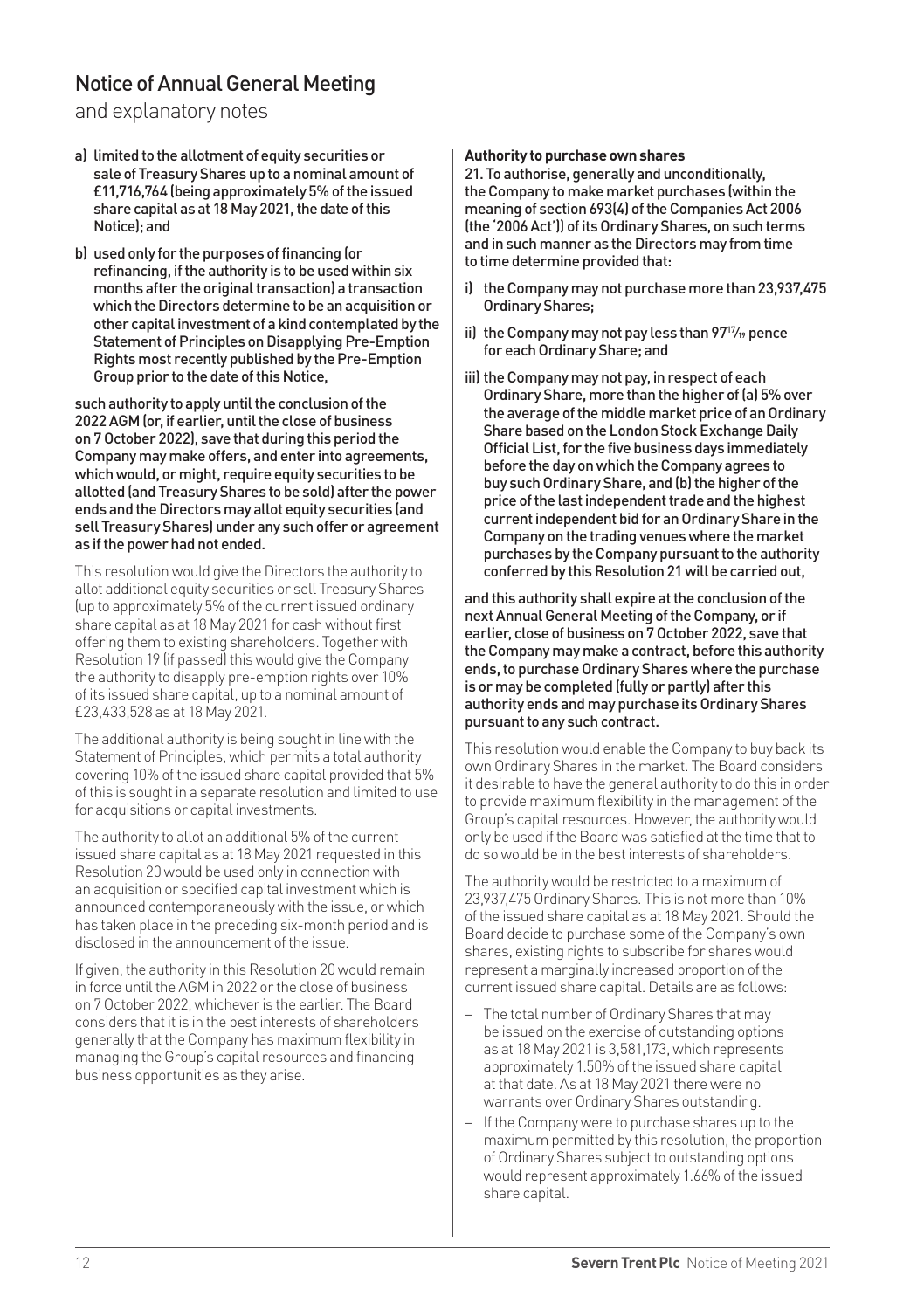# Notice of Annual General Meeting

and explanatory notes

**a) limited to the allotment of equity securities or sale of Treasury Shares up to a nominal amount of £11,716,764 (being approximately 5% of the issued share capital as at 18 May 2021, the date of this Notice); and**

**b) used only for the purposes of financing (or refinancing, if the authority is to be used within six months after the original transaction) a transaction which the Directors determine to be an acquisition or other capital investment of a kind contemplated by the Statement of Principles on Disapplying Pre-Emption Rights most recently published by the Pre-Emption Group prior to the date of this Notice,**

**such authority to apply until the conclusion of the 2022 AGM (or, if earlier, until the close of business on 7 October 2022), save that during this period the Company may make offers, and enter into agreements, which would, or might, require equity securities to be allotted (and Treasury Shares to be sold) after the power ends and the Directors may allot equity securities (and sell Treasury Shares) under any such offer or agreement as if the power had not ended.**

This resolution would give the Directors the authority to allot additional equity securities or sell Treasury Shares (up to approximately 5% of the current issued ordinary share capital as at 18 May 2021 for cash without first offering them to existing shareholders. Together with Resolution 19 (if passed) this would give the Company the authority to disapply pre-emption rights over 10% of its issued share capital, up to a nominal amount of £23,433,528 as at 18 May 2021.

The additional authority is being sought in line with the Statement of Principles, which permits a total authority covering 10% of the issued share capital provided that 5% of this is sought in a separate resolution and limited to use for acquisitions or capital investments.

The authority to allot an additional 5% of the current issued share capital as at 18 May 2021 requested in this Resolution 20 would be used only in connection with an acquisition or specified capital investment which is announced contemporaneously with the issue, or which has taken place in the preceding six-month period and is disclosed in the announcement of the issue.

If given, the authority in this Resolution 20 would remain in force until the AGM in 2022 or the close of business on 7 October 2022, whichever is the earlier. The Board considers that it is in the best interests of shareholders generally that the Company has maximum flexibility in managing the Group's capital resources and financing business opportunities as they arise.

**Authority to purchase own shares**

**21. To authorise, generally and unconditionally, the Company to make market purchases (within the meaning of section 693(4) of the Companies Act 2006 (the '2006 Act')) of its Ordinary Shares, on such terms and in such manner as the Directors may from time to time determine provided that:**

**i) the Company may not purchase more than 23,937,475 Ordinary Shares;**

**ii) the Company may not pay less than 97 17/19 pence for each Ordinary Share; and**

**iii) the Company may not pay, in respect of each Ordinary Share, more than the higher of (a) 5% over the average of the middle market price of an Ordinary Share based on the London Stock Exchange Daily Official List, for the five business days immediately before the day on which the Company agrees to buy such Ordinary Share, and (b) the higher of the price of the last independent trade and the highest current independent bid for an Ordinary Share in the Company on the trading venues where the market purchases by the Company pursuant to the authority conferred by this Resolution 21 will be carried out,**

**and this authority shall expire at the conclusion of the next Annual General Meeting of the Company, or if earlier, close of business on 7 October 2022, save that the Company may make a contract, before this authority ends, to purchase Ordinary Shares where the purchase is or may be completed (fully or partly) after this authority ends and may purchase its Ordinary Shares pursuant to any such contract.**

This resolution would enable the Company to buy back its own Ordinary Shares in the market. The Board considers it desirable to have the general authority to do this in order to provide maximum flexibility in the management of the Group's capital resources. However, the authority would only be used if the Board was satisfied at the time that to do so would be in the best interests of shareholders.

The authority would be restricted to a maximum of 23,937,475 Ordinary Shares. This is not more than 10% of the issued share capital as at 18 May 2021. Should the Board decide to purchase some of the Company's own shares, existing rights to subscribe for shares would represent a marginally increased proportion of the current issued share capital. Details are as follows:

- The total number of Ordinary Shares that may be issued on the exercise of outstanding options as at 18 May 2021 is 3,581,173, which represents approximately 1.50% of the issued share capital at that date. As at 18 May 2021 there were no warrants over Ordinary Shares outstanding.
- If the Company were to purchase shares up to the maximum permitted by this resolution, the proportion of Ordinary Shares subject to outstanding options would represent approximately 1.66% of the issued share capital.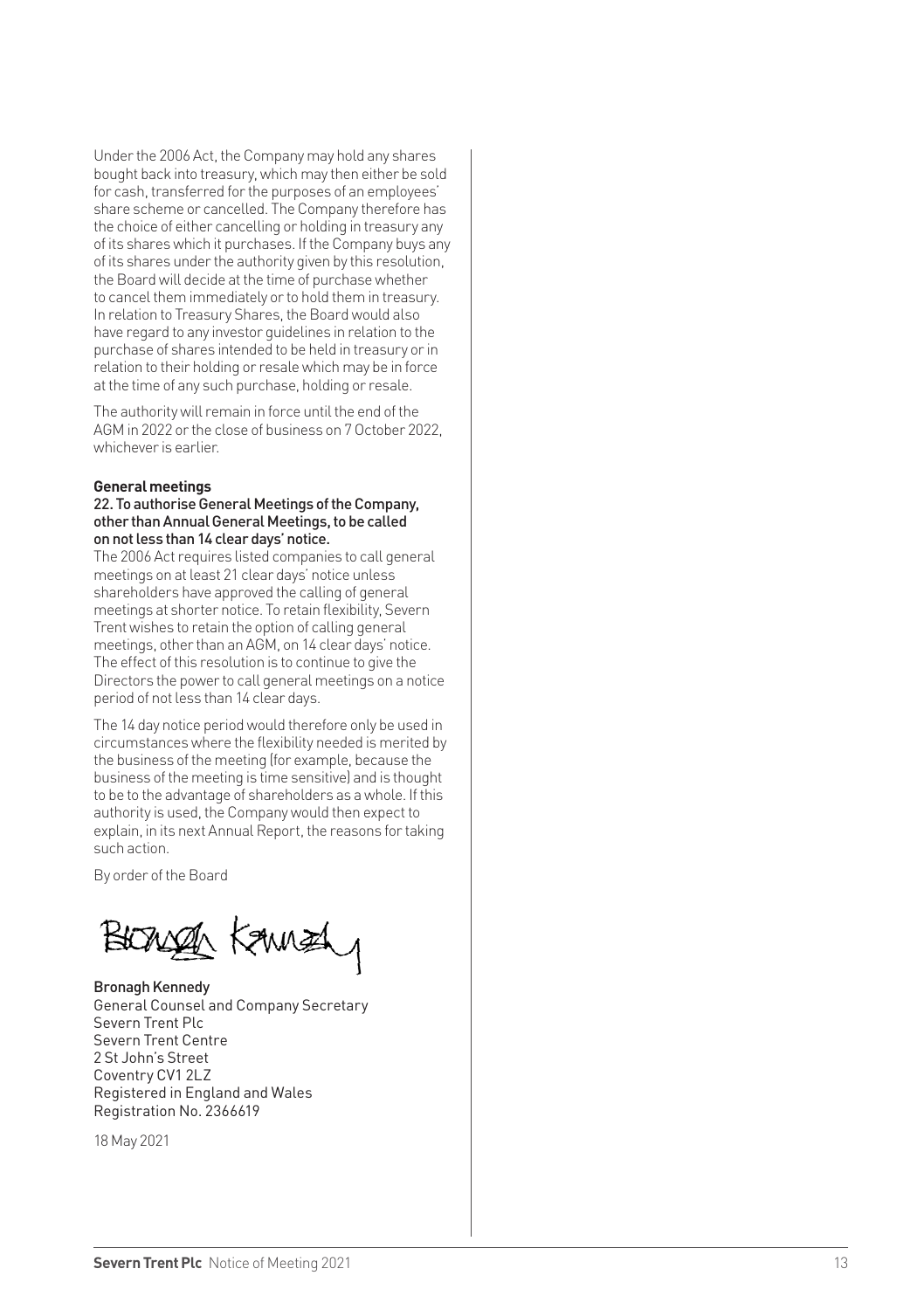Under the 2006 Act, the Company may hold any shares bought back into treasury, which may then either be sold for cash, transferred for the purposes of an employees' share scheme or cancelled. The Company therefore has the choice of either cancelling or holding in treasury any of its shares which it purchases. If the Company buys any of its shares under the authority given by this resolution, the Board will decide at the time of purchase whether to cancel them immediately or to hold them in treasury. In relation to Treasury Shares, the Board would also have regard to any investor guidelines in relation to the purchase of shares intended to be held in treasury or in relation to their holding or resale which may be in force at the time of any such purchase, holding or resale.

The authority will remain in force until the end of the AGM in 2022 or the close of business on 7 October 2022, whichever is earlier.

**General meetings**

**22. To authorise General Meetings of the Company, other than Annual General Meetings, to be called on not less than 14 clear days' notice.**

The 2006 Act requires listed companies to call general meetings on at least 21 clear days' notice unless shareholders have approved the calling of general meetings at shorter notice. To retain flexibility, Severn Trent wishes to retain the option of calling general meetings, other than an AGM, on 14 clear days' notice. The effect of this resolution is to continue to give the Directors the power to call general meetings on a notice period of not less than 14 clear days.

The 14 day notice period would therefore only be used in circumstances where the flexibility needed is merited by the business of the meeting (for example, because the business of the meeting is time sensitive) and is thought to be to the advantage of shareholders as a whole. If this authority is used, the Company would then expect to explain, in its next Annual Report, the reasons for taking such action.

By order of the Board

Bronagh Kennedy
General Counsel and Company Secretary
Severn Trent Plc
Severn Trent Centre
2 St John's Street
Coventry CV1 2LZ
Registered in England and Wales
Registration No. 2366619

18 May 2021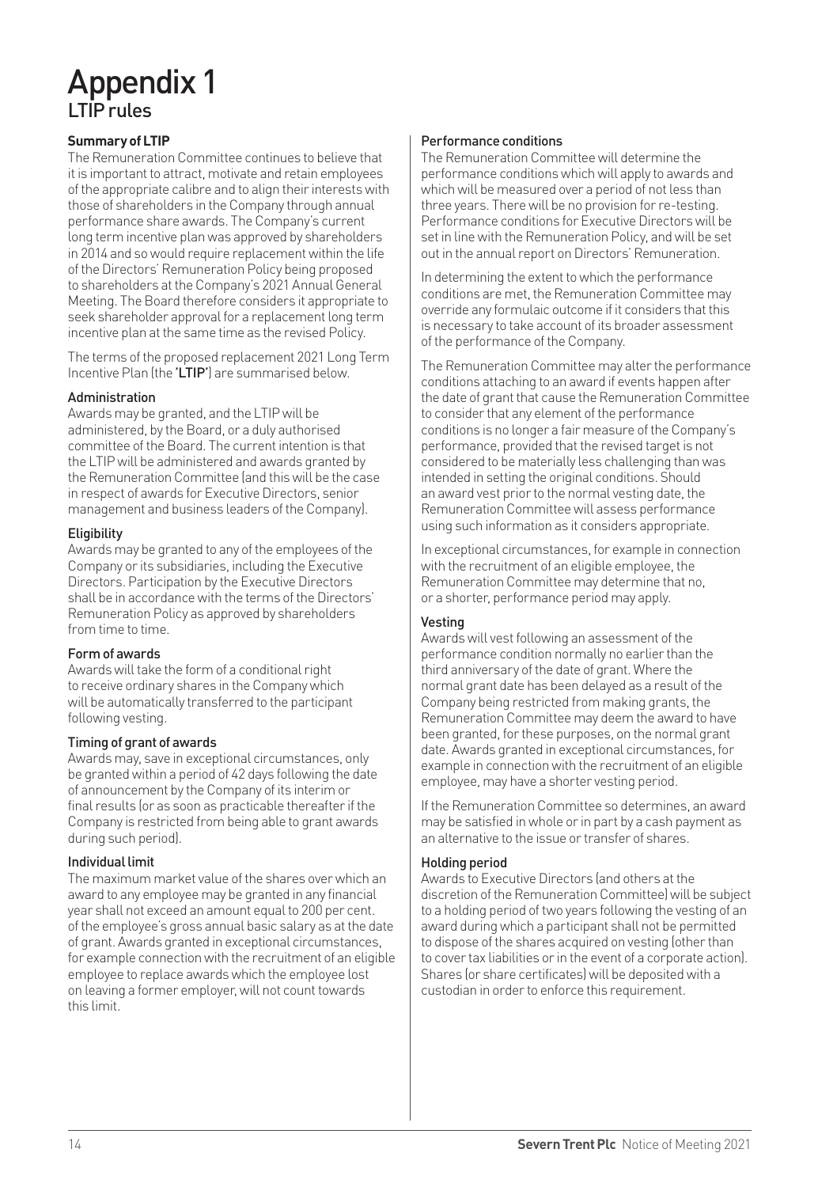# Appendix 1

## LTIP rules

### Summary of LTIP

The Remuneration Committee continues to believe that it is important to attract, motivate and retain employees of the appropriate calibre and to align their interests with those of shareholders in the Company through annual performance share awards. The Company's current long term incentive plan was approved by shareholders in 2014 and so would require replacement within the life of the Directors' Remuneration Policy being proposed to shareholders at the Company's 2021 Annual General Meeting. The Board therefore considers it appropriate to seek shareholder approval for a replacement long term incentive plan at the same time as the revised Policy.

The terms of the proposed replacement 2021 Long Term Incentive Plan (the '**LTIP**') are summarised below.

#### Administration

Awards may be granted, and the LTIP will be administered, by the Board, or a duly authorised committee of the Board. The current intention is that the LTIP will be administered and awards granted by the Remuneration Committee (and this will be the case in respect of awards for Executive Directors, senior management and business leaders of the Company).

#### Eligibility

Awards may be granted to any of the employees of the Company or its subsidiaries, including the Executive Directors. Participation by the Executive Directors shall be in accordance with the terms of the Directors' Remuneration Policy as approved by shareholders from time to time.

#### Form of awards

Awards will take the form of a conditional right to receive ordinary shares in the Company which will be automatically transferred to the participant following vesting.

#### Timing of grant of awards

Awards may, save in exceptional circumstances, only be granted within a period of 42 days following the date of announcement by the Company of its interim or final results (or as soon as practicable thereafter if the Company is restricted from being able to grant awards during such period).

#### Individual limit

The maximum market value of the shares over which an award to any employee may be granted in any financial year shall not exceed an amount equal to 200 per cent. of the employee's gross annual basic salary as at the date of grant. Awards granted in exceptional circumstances, for example connection with the recruitment of an eligible employee to replace awards which the employee lost on leaving a former employer, will not count towards this limit.

#### Performance conditions

The Remuneration Committee will determine the performance conditions which will apply to awards and which will be measured over a period of not less than three years. There will be no provision for re-testing. Performance conditions for Executive Directors will be set in line with the Remuneration Policy, and will be set out in the annual report on Directors' Remuneration.

In determining the extent to which the performance conditions are met, the Remuneration Committee may override any formulaic outcome if it considers that this is necessary to take account of its broader assessment of the performance of the Company.

The Remuneration Committee may alter the performance conditions attaching to an award if events happen after the date of grant that cause the Remuneration Committee to consider that any element of the performance conditions is no longer a fair measure of the Company's performance, provided that the revised target is not considered to be materially less challenging than was intended in setting the original conditions. Should an award vest prior to the normal vesting date, the Remuneration Committee will assess performance using such information as it considers appropriate.

In exceptional circumstances, for example in connection with the recruitment of an eligible employee, the Remuneration Committee may determine that no, or a shorter, performance period may apply.

#### Vesting

Awards will vest following an assessment of the performance condition normally no earlier than the third anniversary of the date of grant. Where the normal grant date has been delayed as a result of the Company being restricted from making grants, the Remuneration Committee may deem the award to have been granted, for these purposes, on the normal grant date. Awards granted in exceptional circumstances, for example in connection with the recruitment of an eligible employee, may have a shorter vesting period.

If the Remuneration Committee so determines, an award may be satisfied in whole or in part by a cash payment as an alternative to the issue or transfer of shares.

#### Holding period

Awards to Executive Directors (and others at the discretion of the Remuneration Committee) will be subject to a holding period of two years following the vesting of an award during which a participant shall not be permitted to dispose of the shares acquired on vesting (other than to cover tax liabilities or in the event of a corporate action). Shares (or share certificates) will be deposited with a custodian in order to enforce this requirement.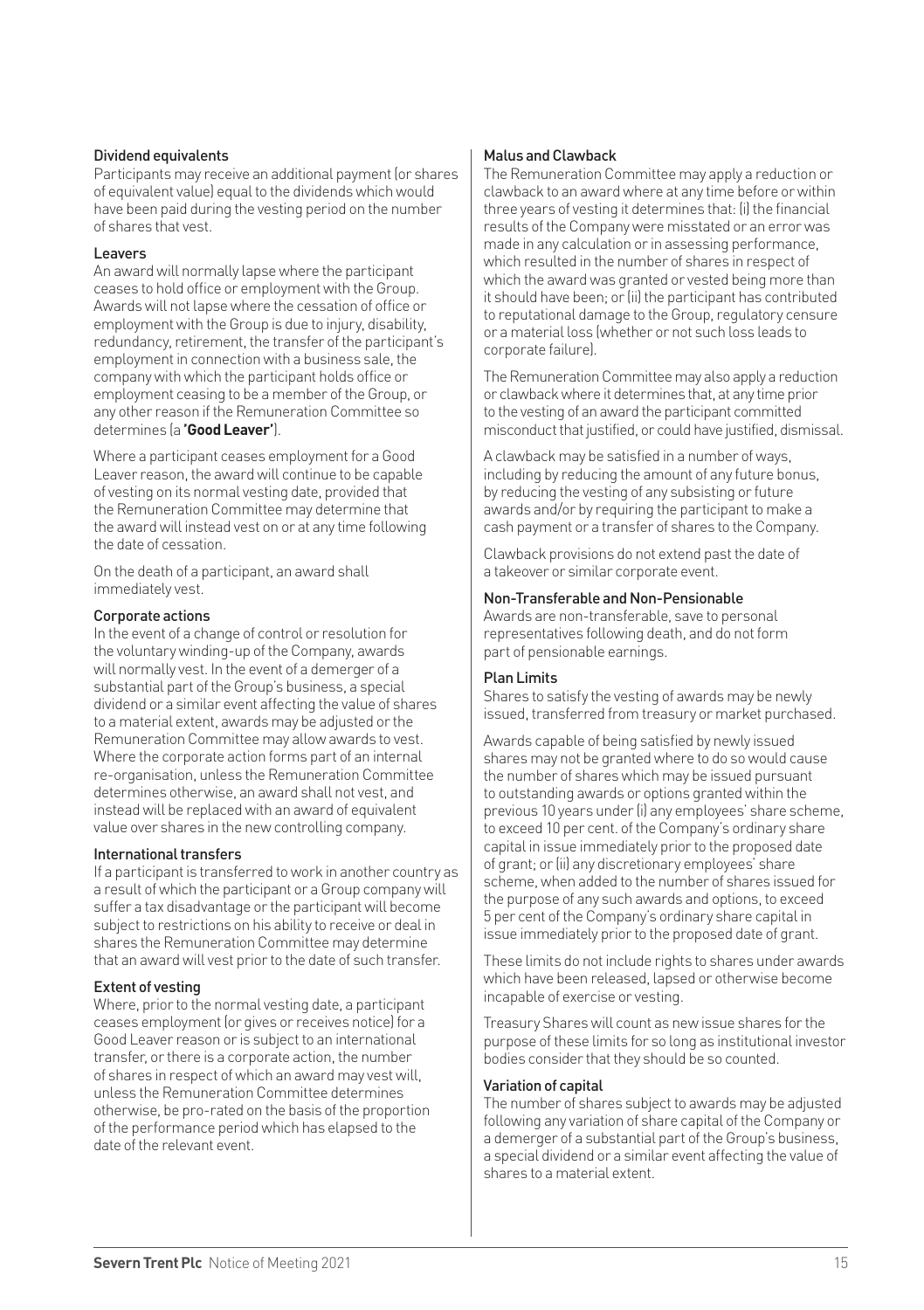### Dividend equivalents

Participants may receive an additional payment (or shares of equivalent value) equal to the dividends which would have been paid during the vesting period on the number of shares that vest.

### Leavers

An award will normally lapse where the participant ceases to hold office or employment with the Group. Awards will not lapse where the cessation of office or employment with the Group is due to injury, disability, redundancy, retirement, the transfer of the participant's employment in connection with a business sale, the company with which the participant holds office or employment ceasing to be a member of the Group, or any other reason if the Remuneration Committee so determines (a **'Good Leaver'**).

Where a participant ceases employment for a Good Leaver reason, the award will continue to be capable of vesting on its normal vesting date, provided that the Remuneration Committee may determine that the award will instead vest on or at any time following the date of cessation.

On the death of a participant, an award shall immediately vest.

### Corporate actions

In the event of a change of control or resolution for the voluntary winding-up of the Company, awards will normally vest. In the event of a demerger of a substantial part of the Group's business, a special dividend or a similar event affecting the value of shares to a material extent, awards may be adjusted or the Remuneration Committee may allow awards to vest. Where the corporate action forms part of an internal re-organisation, unless the Remuneration Committee determines otherwise, an award shall not vest, and instead will be replaced with an award of equivalent value over shares in the new controlling company.

### International transfers

If a participant is transferred to work in another country as a result of which the participant or a Group company will suffer a tax disadvantage or the participant will become subject to restrictions on his ability to receive or deal in shares the Remuneration Committee may determine that an award will vest prior to the date of such transfer.

### Extent of vesting

Where, prior to the normal vesting date, a participant ceases employment (or gives or receives notice) for a Good Leaver reason or is subject to an international transfer, or there is a corporate action, the number of shares in respect of which an award may vest will, unless the Remuneration Committee determines otherwise, be pro-rated on the basis of the proportion of the performance period which has elapsed to the date of the relevant event.

### Malus and Clawback

The Remuneration Committee may apply a reduction or clawback to an award where at any time before or within three years of vesting it determines that: (i) the financial results of the Company were misstated or an error was made in any calculation or in assessing performance, which resulted in the number of shares in respect of which the award was granted or vested being more than it should have been; or (ii) the participant has contributed to reputational damage to the Group, regulatory censure or a material loss (whether or not such loss leads to corporate failure).

The Remuneration Committee may also apply a reduction or clawback where it determines that, at any time prior to the vesting of an award the participant committed misconduct that justified, or could have justified, dismissal.

A clawback may be satisfied in a number of ways, including by reducing the amount of any future bonus, by reducing the vesting of any subsisting or future awards and/or by requiring the participant to make a cash payment or a transfer of shares to the Company.

Clawback provisions do not extend past the date of a takeover or similar corporate event.

### Non-Transferable and Non-Pensionable

Awards are non-transferable, save to personal representatives following death, and do not form part of pensionable earnings.

### Plan Limits

Shares to satisfy the vesting of awards may be newly issued, transferred from treasury or market purchased.

Awards capable of being satisfied by newly issued shares may not be granted where to do so would cause the number of shares which may be issued pursuant to outstanding awards or options granted within the previous 10 years under (i) any employees' share scheme, to exceed 10 per cent. of the Company's ordinary share capital in issue immediately prior to the proposed date of grant; or (ii) any discretionary employees' share scheme, when added to the number of shares issued for the purpose of any such awards and options, to exceed 5 per cent of the Company's ordinary share capital in issue immediately prior to the proposed date of grant.

These limits do not include rights to shares under awards which have been released, lapsed or otherwise become incapable of exercise or vesting.

Treasury Shares will count as new issue shares for the purpose of these limits for so long as institutional investor bodies consider that they should be so counted.

### Variation of capital

The number of shares subject to awards may be adjusted following any variation of share capital of the Company or a demerger of a substantial part of the Group's business, a special dividend or a similar event affecting the value of shares to a material extent.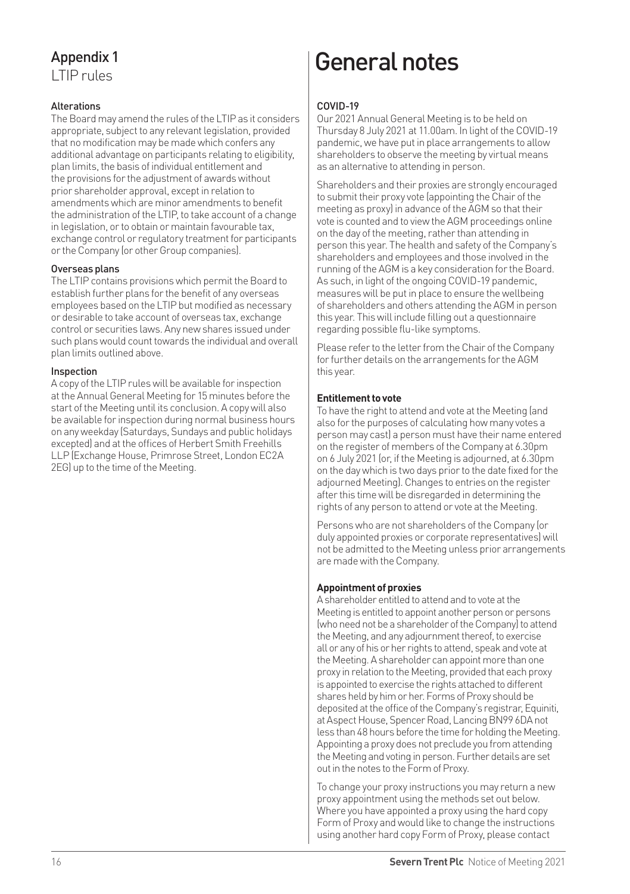## Appendix 1
LTIP rules

### Alterations

The Board may amend the rules of the LTIP as it considers appropriate, subject to any relevant legislation, provided that no modification may be made which confers any additional advantage on participants relating to eligibility, plan limits, the basis of individual entitlement and the provisions for the adjustment of awards without prior shareholder approval, except in relation to amendments which are minor amendments to benefit the administration of the LTIP, to take account of a change in legislation, or to obtain or maintain favourable tax, exchange control or regulatory treatment for participants or the Company (or other Group companies).

### Overseas plans

The LTIP contains provisions which permit the Board to establish further plans for the benefit of any overseas employees based on the LTIP but modified as necessary or desirable to take account of overseas tax, exchange control or securities laws. Any new shares issued under such plans would count towards the individual and overall plan limits outlined above.

### Inspection

A copy of the LTIP rules will be available for inspection at the Annual General Meeting for 15 minutes before the start of the Meeting until its conclusion. A copy will also be available for inspection during normal business hours on any weekday (Saturdays, Sundays and public holidays excepted) and at the offices of Herbert Smith Freehills LLP (Exchange House, Primrose Street, London EC2A 2EG) up to the time of the Meeting.

# General notes

### COVID-19

Our 2021 Annual General Meeting is to be held on Thursday 8 July 2021 at 11.00am. In light of the COVID-19 pandemic, we have put in place arrangements to allow shareholders to observe the meeting by virtual means as an alternative to attending in person.

Shareholders and their proxies are strongly encouraged to submit their proxy vote (appointing the Chair of the meeting as proxy) in advance of the AGM so that their vote is counted and to view the AGM proceedings online on the day of the meeting, rather than attending in person this year. The health and safety of the Company's shareholders and employees and those involved in the running of the AGM is a key consideration for the Board. As such, in light of the ongoing COVID-19 pandemic, measures will be put in place to ensure the wellbeing of shareholders and others attending the AGM in person this year. This will include filling out a questionnaire regarding possible flu-like symptoms.

Please refer to the letter from the Chair of the Company for further details on the arrangements for the AGM this year.

### Entitlement to vote

To have the right to attend and vote at the Meeting (and also for the purposes of calculating how many votes a person may cast) a person must have their name entered on the register of members of the Company at 6.30pm on 6 July 2021 (or, if the Meeting is adjourned, at 6.30pm on the day which is two days prior to the date fixed for the adjourned Meeting). Changes to entries on the register after this time will be disregarded in determining the rights of any person to attend or vote at the Meeting.

Persons who are not shareholders of the Company (or duly appointed proxies or corporate representatives) will not be admitted to the Meeting unless prior arrangements are made with the Company.

### Appointment of proxies

A shareholder entitled to attend and to vote at the Meeting is entitled to appoint another person or persons (who need not be a shareholder of the Company) to attend the Meeting, and any adjournment thereof, to exercise all or any of his or her rights to attend, speak and vote at the Meeting. A shareholder can appoint more than one proxy in relation to the Meeting, provided that each proxy is appointed to exercise the rights attached to different shares held by him or her. Forms of Proxy should be deposited at the office of the Company's registrar, Equiniti, at Aspect House, Spencer Road, Lancing BN99 6DA not less than 48 hours before the time for holding the Meeting. Appointing a proxy does not preclude you from attending the Meeting and voting in person. Further details are set out in the notes to the Form of Proxy.

To change your proxy instructions you may return a new proxy appointment using the methods set out below. Where you have appointed a proxy using the hard copy Form of Proxy and would like to change the instructions using another hard copy Form of Proxy, please contact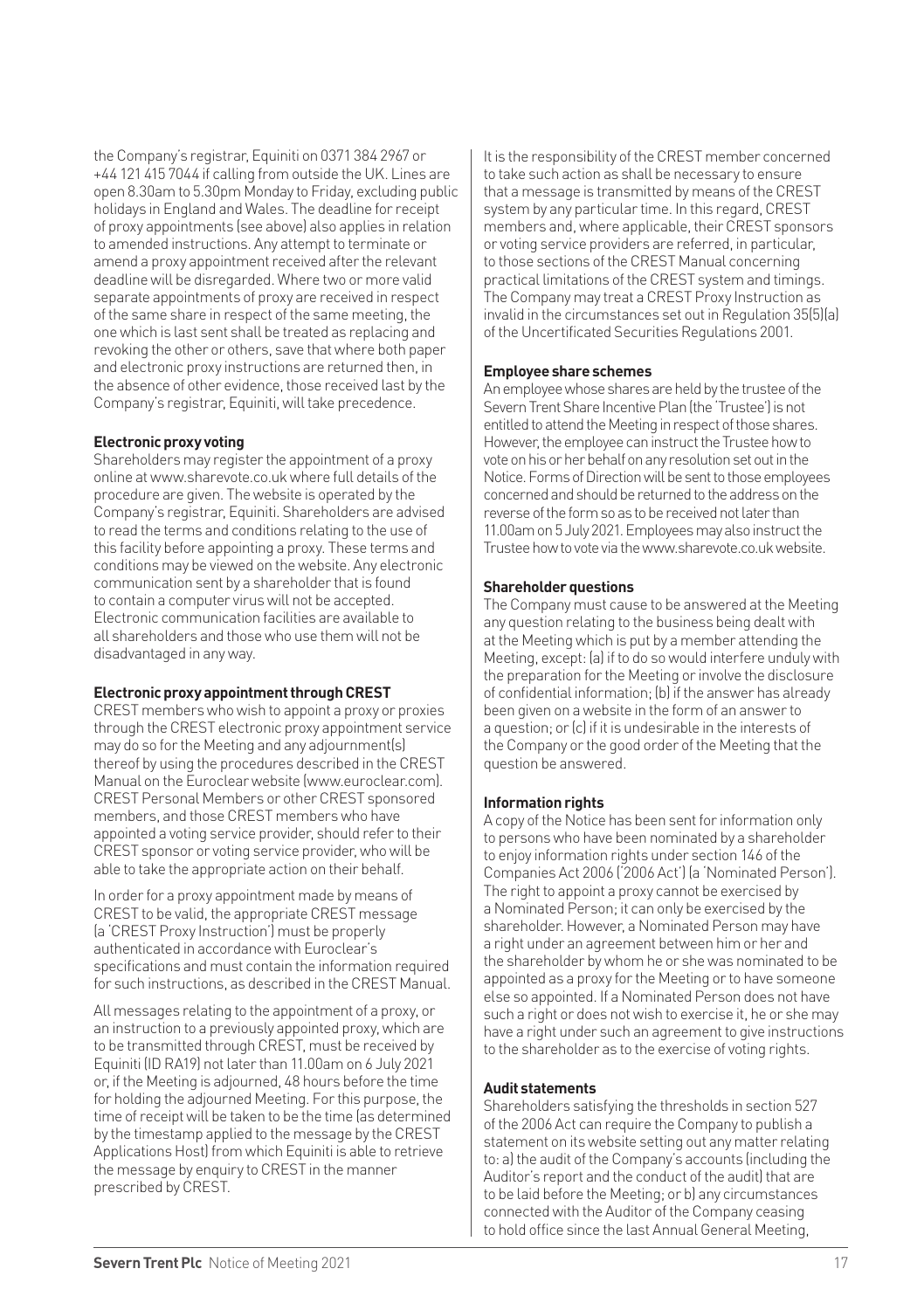the Company's registrar, Equiniti on 0371 384 2967 or +44 121 415 7044 if calling from outside the UK. Lines are open 8.30am to 5.30pm Monday to Friday, excluding public holidays in England and Wales. The deadline for receipt of proxy appointments (see above) also applies in relation to amended instructions. Any attempt to terminate or amend a proxy appointment received after the relevant deadline will be disregarded. Where two or more valid separate appointments of proxy are received in respect of the same share in respect of the same meeting, the one which is last sent shall be treated as replacing and revoking the other or others, save that where both paper and electronic proxy instructions are returned then, in the absence of other evidence, those received last by the Company's registrar, Equiniti, will take precedence.

**Electronic proxy voting**

Shareholders may register the appointment of a proxy online at www.sharevote.co.uk where full details of the procedure are given. The website is operated by the Company's registrar, Equiniti. Shareholders are advised to read the terms and conditions relating to the use of this facility before appointing a proxy. These terms and conditions may be viewed on the website. Any electronic communication sent by a shareholder that is found to contain a computer virus will not be accepted. Electronic communication facilities are available to all shareholders and those who use them will not be disadvantaged in any way.

**Electronic proxy appointment through CREST**

CREST members who wish to appoint a proxy or proxies through the CREST electronic proxy appointment service may do so for the Meeting and any adjournment(s) thereof by using the procedures described in the CREST Manual on the Euroclear website (www.euroclear.com). CREST Personal Members or other CREST sponsored members, and those CREST members who have appointed a voting service provider, should refer to their CREST sponsor or voting service provider, who will be able to take the appropriate action on their behalf.

In order for a proxy appointment made by means of CREST to be valid, the appropriate CREST message (a 'CREST Proxy Instruction') must be properly authenticated in accordance with Euroclear's specifications and must contain the information required for such instructions, as described in the CREST Manual.

All messages relating to the appointment of a proxy, or an instruction to a previously appointed proxy, which are to be transmitted through CREST, must be received by Equiniti (ID RA19) not later than 11.00am on 6 July 2021 or, if the Meeting is adjourned, 48 hours before the time for holding the adjourned Meeting. For this purpose, the time of receipt will be taken to be the time (as determined by the timestamp applied to the message by the CREST Applications Host) from which Equiniti is able to retrieve the message by enquiry to CREST in the manner prescribed by CREST.

It is the responsibility of the CREST member concerned to take such action as shall be necessary to ensure that a message is transmitted by means of the CREST system by any particular time. In this regard, CREST members and, where applicable, their CREST sponsors or voting service providers are referred, in particular, to those sections of the CREST Manual concerning practical limitations of the CREST system and timings. The Company may treat a CREST Proxy Instruction as invalid in the circumstances set out in Regulation 35(5)(a) of the Uncertificated Securities Regulations 2001.

**Employee share schemes**

An employee whose shares are held by the trustee of the Severn Trent Share Incentive Plan (the 'Trustee') is not entitled to attend the Meeting in respect of those shares. However, the employee can instruct the Trustee how to vote on his or her behalf on any resolution set out in the Notice. Forms of Direction will be sent to those employees concerned and should be returned to the address on the reverse of the form so as to be received not later than 11.00am on 5 July 2021. Employees may also instruct the Trustee how to vote via the www.sharevote.co.uk website.

**Shareholder questions**

The Company must cause to be answered at the Meeting any question relating to the business being dealt with at the Meeting which is put by a member attending the Meeting, except: (a) if to do so would interfere unduly with the preparation for the Meeting or involve the disclosure of confidential information; (b) if the answer has already been given on a website in the form of an answer to a question; or (c) if it is undesirable in the interests of the Company or the good order of the Meeting that the question be answered.

**Information rights**

A copy of the Notice has been sent for information only to persons who have been nominated by a shareholder to enjoy information rights under section 146 of the Companies Act 2006 ('2006 Act') (a 'Nominated Person'). The right to appoint a proxy cannot be exercised by a Nominated Person; it can only be exercised by the shareholder. However, a Nominated Person may have a right under an agreement between him or her and the shareholder by whom he or she was nominated to be appointed as a proxy for the Meeting or to have someone else so appointed. If a Nominated Person does not have such a right or does not wish to exercise it, he or she may have a right under such an agreement to give instructions to the shareholder as to the exercise of voting rights.

**Audit statements**

Shareholders satisfying the thresholds in section 527 of the 2006 Act can require the Company to publish a statement on its website setting out any matter relating to: a) the audit of the Company's accounts (including the Auditor's report and the conduct of the audit) that are to be laid before the Meeting; or b) any circumstances connected with the Auditor of the Company ceasing to hold office since the last Annual General Meeting,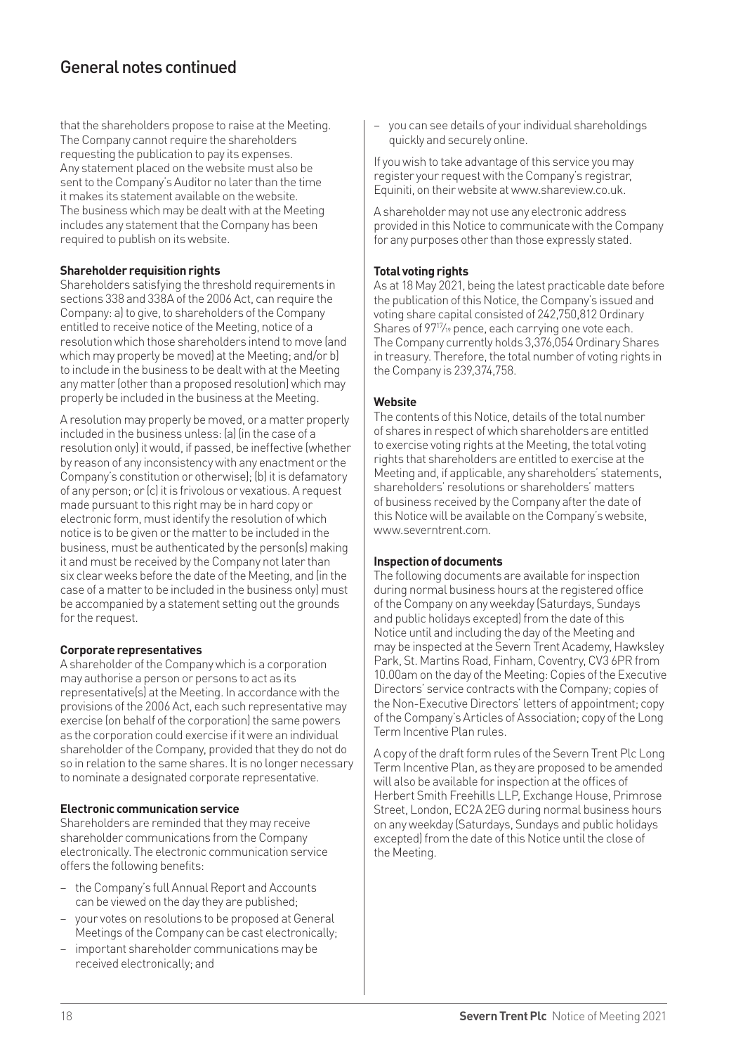## General notes continued

that the shareholders propose to raise at the Meeting. The Company cannot require the shareholders requesting the publication to pay its expenses. Any statement placed on the website must also be sent to the Company's Auditor no later than the time it makes its statement available on the website. The business which may be dealt with at the Meeting includes any statement that the Company has been required to publish on its website.

**Shareholder requisition rights**

Shareholders satisfying the threshold requirements in sections 338 and 338A of the 2006 Act, can require the Company: a) to give, to shareholders of the Company entitled to receive notice of the Meeting, notice of a resolution which those shareholders intend to move (and which may properly be moved) at the Meeting; and/or b) to include in the business to be dealt with at the Meeting any matter (other than a proposed resolution) which may properly be included in the business at the Meeting.

A resolution may properly be moved, or a matter properly included in the business unless: (a) (in the case of a resolution only) it would, if passed, be ineffective (whether by reason of any inconsistency with any enactment or the Company's constitution or otherwise); (b) it is defamatory of any person; or (c) it is frivolous or vexatious. A request made pursuant to this right may be in hard copy or electronic form, must identify the resolution of which notice is to be given or the matter to be included in the business, must be authenticated by the person(s) making it and must be received by the Company not later than six clear weeks before the date of the Meeting, and (in the case of a matter to be included in the business only) must be accompanied by a statement setting out the grounds for the request.

**Corporate representatives**

A shareholder of the Company which is a corporation may authorise a person or persons to act as its representative(s) at the Meeting. In accordance with the provisions of the 2006 Act, each such representative may exercise (on behalf of the corporation) the same powers as the corporation could exercise if it were an individual shareholder of the Company, provided that they do not do so in relation to the same shares. It is no longer necessary to nominate a designated corporate representative.

**Electronic communication service**

Shareholders are reminded that they may receive shareholder communications from the Company electronically. The electronic communication service offers the following benefits:

- the Company's full Annual Report and Accounts can be viewed on the day they are published;
- your votes on resolutions to be proposed at General Meetings of the Company can be cast electronically;
- important shareholder communications may be received electronically; and
- you can see details of your individual shareholdings quickly and securely online.

If you wish to take advantage of this service you may register your request with the Company's registrar, Equiniti, on their website at www.shareview.co.uk.

A shareholder may not use any electronic address provided in this Notice to communicate with the Company for any purposes other than those expressly stated.

**Total voting rights**

As at 18 May 2021, being the latest practicable date before the publication of this Notice, the Company's issued and voting share capital consisted of 242,750,812 Ordinary Shares of $97\frac{17}{19}$ pence, each carrying one vote each. The Company currently holds 3,376,054 Ordinary Shares in treasury. Therefore, the total number of voting rights in the Company is 239,374,758.

**Website**

The contents of this Notice, details of the total number of shares in respect of which shareholders are entitled to exercise voting rights at the Meeting, the total voting rights that shareholders are entitled to exercise at the Meeting and, if applicable, any shareholders' statements, shareholders' resolutions or shareholders' matters of business received by the Company after the date of this Notice will be available on the Company's website, www.severntrent.com.

**Inspection of documents**

The following documents are available for inspection during normal business hours at the registered office of the Company on any weekday (Saturdays, Sundays and public holidays excepted) from the date of this Notice until and including the day of the Meeting and may be inspected at the Severn Trent Academy, Hawksley Park, St. Martins Road, Finham, Coventry, CV3 6PR from 10.00am on the day of the Meeting: Copies of the Executive Directors' service contracts with the Company; copies of the Non-Executive Directors' letters of appointment; copy of the Company's Articles of Association; copy of the Long Term Incentive Plan rules.

A copy of the draft form rules of the Severn Trent Plc Long Term Incentive Plan, as they are proposed to be amended will also be available for inspection at the offices of Herbert Smith Freehills LLP, Exchange House, Primrose Street, London, EC2A 2EG during normal business hours on any weekday (Saturdays, Sundays and public holidays excepted) from the date of this Notice until the close of the Meeting.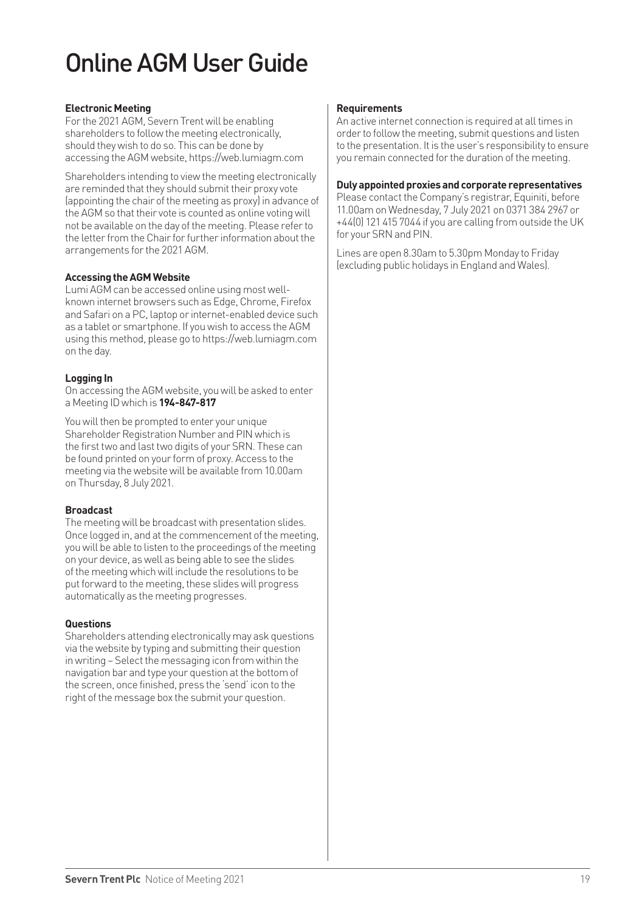# Online AGM User Guide

**Electronic Meeting**

For the 2021 AGM, Severn Trent will be enabling shareholders to follow the meeting electronically, should they wish to do so. This can be done by accessing the AGM website, https://web.lumiagm.com

Shareholders intending to view the meeting electronically are reminded that they should submit their proxy vote (appointing the chair of the meeting as proxy) in advance of the AGM so that their vote is counted as online voting will not be available on the day of the meeting. Please refer to the letter from the Chair for further information about the arrangements for the 2021 AGM.

**Accessing the AGM Website**

Lumi AGM can be accessed online using most well-known internet browsers such as Edge, Chrome, Firefox and Safari on a PC, laptop or internet-enabled device such as a tablet or smartphone. If you wish to access the AGM using this method, please go to https://web.lumiagm.com on the day.

**Logging In**

On accessing the AGM website, you will be asked to enter a Meeting ID which is **194-847-817**

You will then be prompted to enter your unique Shareholder Registration Number and PIN which is the first two and last two digits of your SRN. These can be found printed on your form of proxy. Access to the meeting via the website will be available from 10.00am on Thursday, 8 July 2021.

**Broadcast**

The meeting will be broadcast with presentation slides. Once logged in, and at the commencement of the meeting, you will be able to listen to the proceedings of the meeting on your device, as well as being able to see the slides of the meeting which will include the resolutions to be put forward to the meeting, these slides will progress automatically as the meeting progresses.

**Questions**

Shareholders attending electronically may ask questions via the website by typing and submitting their question in writing – Select the messaging icon from within the navigation bar and type your question at the bottom of the screen, once finished, press the 'send' icon to the right of the message box the submit your question.

**Requirements**

An active internet connection is required at all times in order to follow the meeting, submit questions and listen to the presentation. It is the user's responsibility to ensure you remain connected for the duration of the meeting.

**Duly appointed proxies and corporate representatives**

Please contact the Company's registrar, Equiniti, before 11.00am on Wednesday, 7 July 2021 on 0371 384 2967 or +44(0) 121 415 7044 if you are calling from outside the UK for your SRN and PIN.

Lines are open 8.30am to 5.30pm Monday to Friday (excluding public holidays in England and Wales).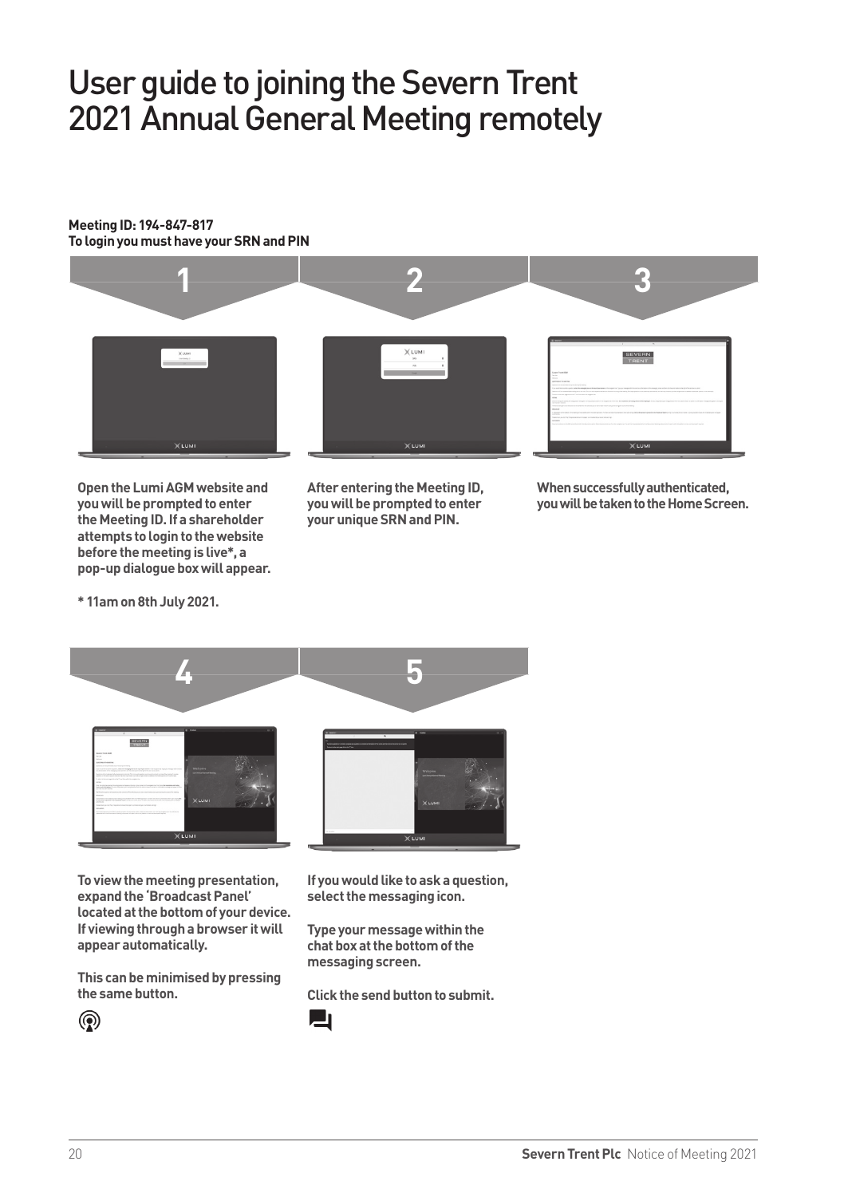# User guide to joining the Severn Trent 2021 Annual General Meeting remotely

**Meeting ID: 194-847-817**
**To login you must have your SRN and PIN**

**1**

Open the Lumi AGM website and you will be prompted to enter the Meeting ID. If a shareholder attempts to login to the website before the meeting is live*, a pop-up dialogue box will appear.

\* 11am on 8th July 2021.

**2**

After entering the Meeting ID, you will be prompted to enter your unique SRN and PIN.

**3**

When successfully authenticated, you will be taken to the Home Screen.

**4**

To view the meeting presentation, expand the 'Broadcast Panel' located at the bottom of your device. If viewing through a browser it will appear automatically.

This can be minimised by pressing the same button.

**5**

If you would like to ask a question, select the messaging icon.

Type your message within the chat box at the bottom of the messaging screen.

Click the send button to submit.